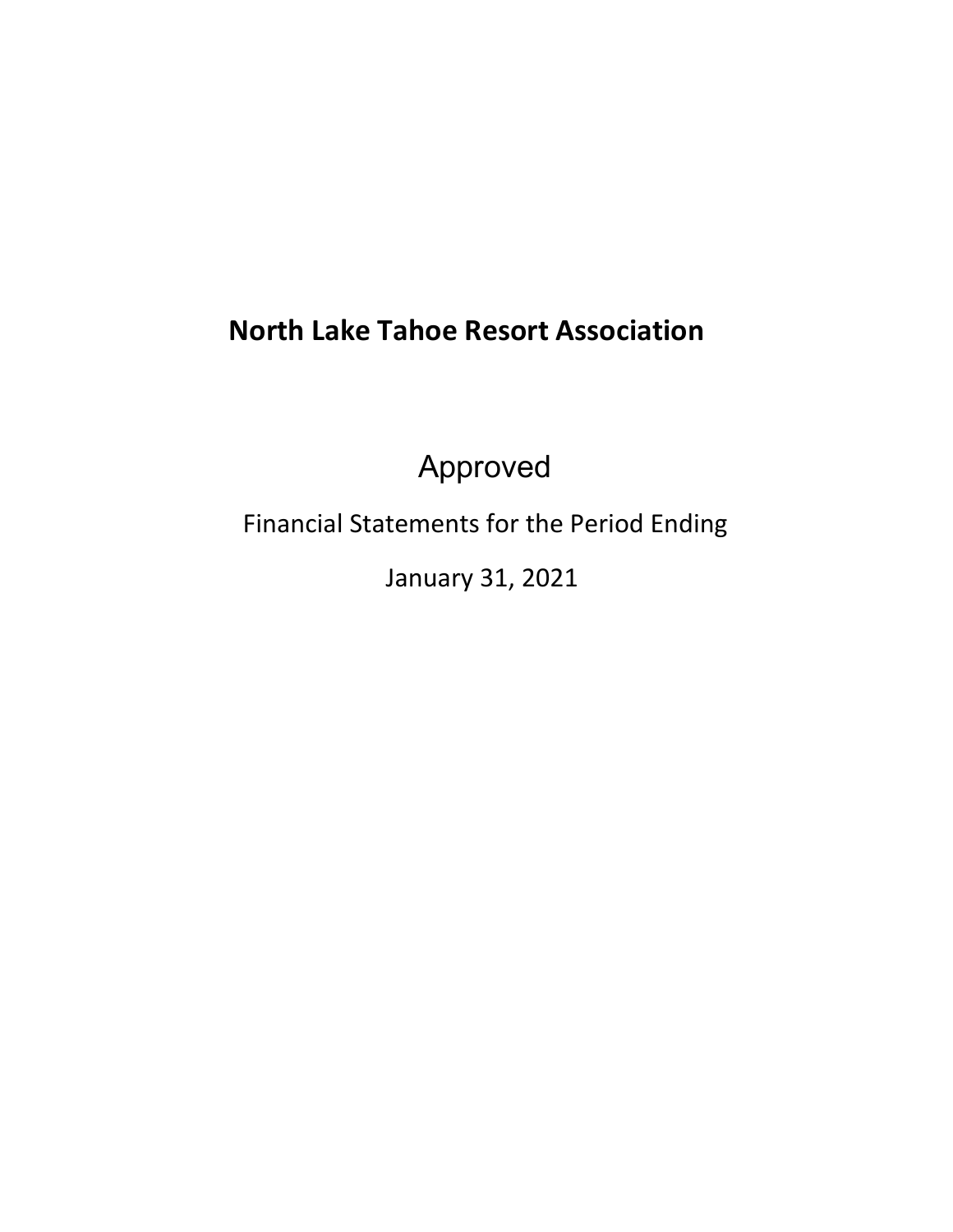# North Lake Tahoe Resort Association

Approved

Financial Statements for the Period Ending

January 31, 2021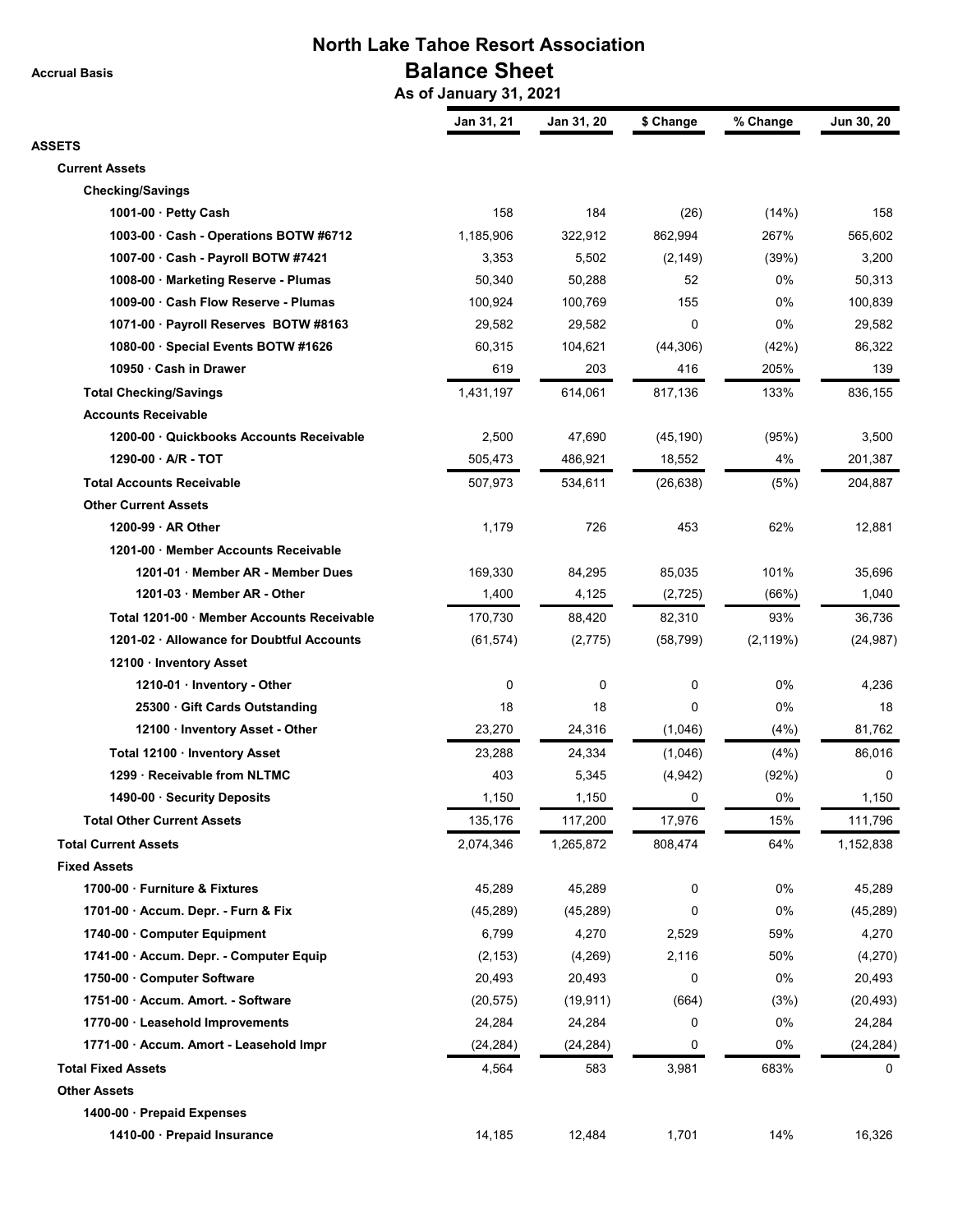# North Lake Tahoe Resort Association

## Balance Sheet

### As of January 31, 2021

Accrual Basis

| | Jan 31, 21 | Jan 31, 20 | $ Change | % Change | Jun 30, 20 |
|---|---|---|---|---|---|
| **ASSETS** | | | | | |
| **Current Assets** | | | | | |
| **Checking/Savings** | | | | | |
| 1001-00 · Petty Cash | 158 | 184 | (26) | (14%) | 158 |
| 1003-00 · Cash - Operations BOTW #6712 | 1,185,906 | 322,912 | 862,994 | 267% | 565,602 |
| 1007-00 · Cash - Payroll BOTW #7421 | 3,353 | 5,502 | (2,149) | (39%) | 3,200 |
| 1008-00 · Marketing Reserve - Plumas | 50,340 | 50,288 | 52 | 0% | 50,313 |
| 1009-00 · Cash Flow Reserve - Plumas | 100,924 | 100,769 | 155 | 0% | 100,839 |
| 1071-00 · Payroll Reserves BOTW #8163 | 29,582 | 29,582 | 0 | 0% | 29,582 |
| 1080-00 · Special Events BOTW #1626 | 60,315 | 104,621 | (44,306) | (42%) | 86,322 |
| 10950 · Cash in Drawer | 619 | 203 | 416 | 205% | 139 |
| **Total Checking/Savings** | 1,431,197 | 614,061 | 817,136 | 133% | 836,155 |
| **Accounts Receivable** | | | | | |
| 1200-00 · Quickbooks Accounts Receivable | 2,500 | 47,690 | (45,190) | (95%) | 3,500 |
| 1290-00 · A/R - TOT | 505,473 | 486,921 | 18,552 | 4% | 201,387 |
| **Total Accounts Receivable** | 507,973 | 534,611 | (26,638) | (5%) | 204,887 |
| **Other Current Assets** | | | | | |
| 1200-99 · AR Other | 1,179 | 726 | 453 | 62% | 12,881 |
| 1201-00 · Member Accounts Receivable | | | | | |
| 1201-01 · Member AR - Member Dues | 169,330 | 84,295 | 85,035 | 101% | 35,696 |
| 1201-03 · Member AR - Other | 1,400 | 4,125 | (2,725) | (66%) | 1,040 |
| Total 1201-00 · Member Accounts Receivable | 170,730 | 88,420 | 82,310 | 93% | 36,736 |
| 1201-02 · Allowance for Doubtful Accounts | (61,574) | (2,775) | (58,799) | (2,119%) | (24,987) |
| 12100 · Inventory Asset | | | | | |
| 1210-01 · Inventory - Other | 0 | 0 | 0 | 0% | 4,236 |
| 25300 · Gift Cards Outstanding | 18 | 18 | 0 | 0% | 18 |
| 12100 · Inventory Asset - Other | 23,270 | 24,316 | (1,046) | (4%) | 81,762 |
| Total 12100 · Inventory Asset | 23,288 | 24,334 | (1,046) | (4%) | 86,016 |
| 1299 · Receivable from NLTMC | 403 | 5,345 | (4,942) | (92%) | 0 |
| 1490-00 · Security Deposits | 1,150 | 1,150 | 0 | 0% | 1,150 |
| **Total Other Current Assets** | 135,176 | 117,200 | 17,976 | 15% | 111,796 |
| **Total Current Assets** | 2,074,346 | 1,265,872 | 808,474 | 64% | 1,152,838 |
| **Fixed Assets** | | | | | |
| 1700-00 · Furniture & Fixtures | 45,289 | 45,289 | 0 | 0% | 45,289 |
| 1701-00 · Accum. Depr. - Furn & Fix | (45,289) | (45,289) | 0 | 0% | (45,289) |
| 1740-00 · Computer Equipment | 6,799 | 4,270 | 2,529 | 59% | 4,270 |
| 1741-00 · Accum. Depr. - Computer Equip | (2,153) | (4,269) | 2,116 | 50% | (4,270) |
| 1750-00 · Computer Software | 20,493 | 20,493 | 0 | 0% | 20,493 |
| 1751-00 · Accum. Amort. - Software | (20,575) | (19,911) | (664) | (3%) | (20,493) |
| 1770-00 · Leasehold Improvements | 24,284 | 24,284 | 0 | 0% | 24,284 |
| 1771-00 · Accum. Amort - Leasehold Impr | (24,284) | (24,284) | 0 | 0% | (24,284) |
| **Total Fixed Assets** | 4,564 | 583 | 3,981 | 683% | 0 |
| **Other Assets** | | | | | |
| 1400-00 · Prepaid Expenses | | | | | |
| 1410-00 · Prepaid Insurance | 14,185 | 12,484 | 1,701 | 14% | 16,326 |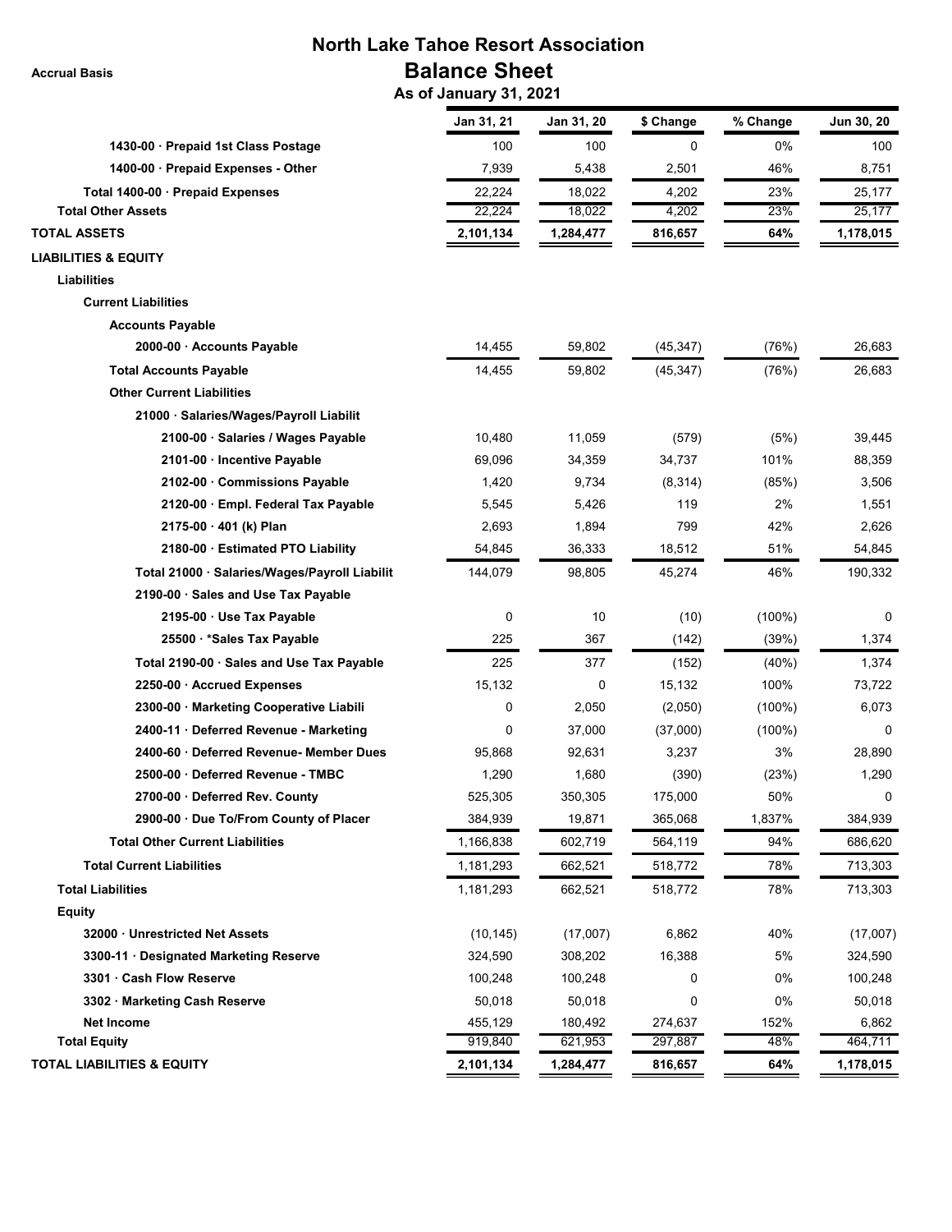# North Lake Tahoe Resort Association

## Balance Sheet

### As of January 31, 2021

Accrual Basis

| | Jan 31, 21 | Jan 31, 20 | $ Change | % Change | Jun 30, 20 |
|---|---|---|---|---|---|
| 1430-00 · Prepaid 1st Class Postage | 100 | 100 | 0 | 0% | 100 |
| 1400-00 · Prepaid Expenses - Other | 7,939 | 5,438 | 2,501 | 46% | 8,751 |
| Total 1400-00 · Prepaid Expenses | 22,224 | 18,022 | 4,202 | 23% | 25,177 |
| Total Other Assets | 22,224 | 18,022 | 4,202 | 23% | 25,177 |
| **TOTAL ASSETS** | **2,101,134** | **1,284,477** | **816,657** | **64%** | **1,178,015** |
| **LIABILITIES & EQUITY** | | | | | |
| **Liabilities** | | | | | |
| **Current Liabilities** | | | | | |
| **Accounts Payable** | | | | | |
| 2000-00 · Accounts Payable | 14,455 | 59,802 | (45,347) | (76%) | 26,683 |
| Total Accounts Payable | 14,455 | 59,802 | (45,347) | (76%) | 26,683 |
| **Other Current Liabilities** | | | | | |
| 21000 · Salaries/Wages/Payroll Liabilit | | | | | |
| 2100-00 · Salaries / Wages Payable | 10,480 | 11,059 | (579) | (5%) | 39,445 |
| 2101-00 · Incentive Payable | 69,096 | 34,359 | 34,737 | 101% | 88,359 |
| 2102-00 · Commissions Payable | 1,420 | 9,734 | (8,314) | (85%) | 3,506 |
| 2120-00 · Empl. Federal Tax Payable | 5,545 | 5,426 | 119 | 2% | 1,551 |
| 2175-00 · 401 (k) Plan | 2,693 | 1,894 | 799 | 42% | 2,626 |
| 2180-00 · Estimated PTO Liability | 54,845 | 36,333 | 18,512 | 51% | 54,845 |
| Total 21000 · Salaries/Wages/Payroll Liabilit | 144,079 | 98,805 | 45,274 | 46% | 190,332 |
| 2190-00 · Sales and Use Tax Payable | | | | | |
| 2195-00 · Use Tax Payable | 0 | 10 | (10) | (100%) | 0 |
| 25500 · *Sales Tax Payable | 225 | 367 | (142) | (39%) | 1,374 |
| Total 2190-00 · Sales and Use Tax Payable | 225 | 377 | (152) | (40%) | 1,374 |
| 2250-00 · Accrued Expenses | 15,132 | 0 | 15,132 | 100% | 73,722 |
| 2300-00 · Marketing Cooperative Liabili | 0 | 2,050 | (2,050) | (100%) | 6,073 |
| 2400-11 · Deferred Revenue - Marketing | 0 | 37,000 | (37,000) | (100%) | 0 |
| 2400-60 · Deferred Revenue- Member Dues | 95,868 | 92,631 | 3,237 | 3% | 28,890 |
| 2500-00 · Deferred Revenue - TMBC | 1,290 | 1,680 | (390) | (23%) | 1,290 |
| 2700-00 · Deferred Rev. County | 525,305 | 350,305 | 175,000 | 50% | 0 |
| 2900-00 · Due To/From County of Placer | 384,939 | 19,871 | 365,068 | 1,837% | 384,939 |
| Total Other Current Liabilities | 1,166,838 | 602,719 | 564,119 | 94% | 686,620 |
| Total Current Liabilities | 1,181,293 | 662,521 | 518,772 | 78% | 713,303 |
| Total Liabilities | 1,181,293 | 662,521 | 518,772 | 78% | 713,303 |
| **Equity** | | | | | |
| 32000 · Unrestricted Net Assets | (10,145) | (17,007) | 6,862 | 40% | (17,007) |
| 3300-11 · Designated Marketing Reserve | 324,590 | 308,202 | 16,388 | 5% | 324,590 |
| 3301 · Cash Flow Reserve | 100,248 | 100,248 | 0 | 0% | 100,248 |
| 3302 · Marketing Cash Reserve | 50,018 | 50,018 | 0 | 0% | 50,018 |
| Net Income | 455,129 | 180,492 | 274,637 | 152% | 6,862 |
| Total Equity | 919,840 | 621,953 | 297,887 | 48% | 464,711 |
| **TOTAL LIABILITIES & EQUITY** | **2,101,134** | **1,284,477** | **816,657** | **64%** | **1,178,015** |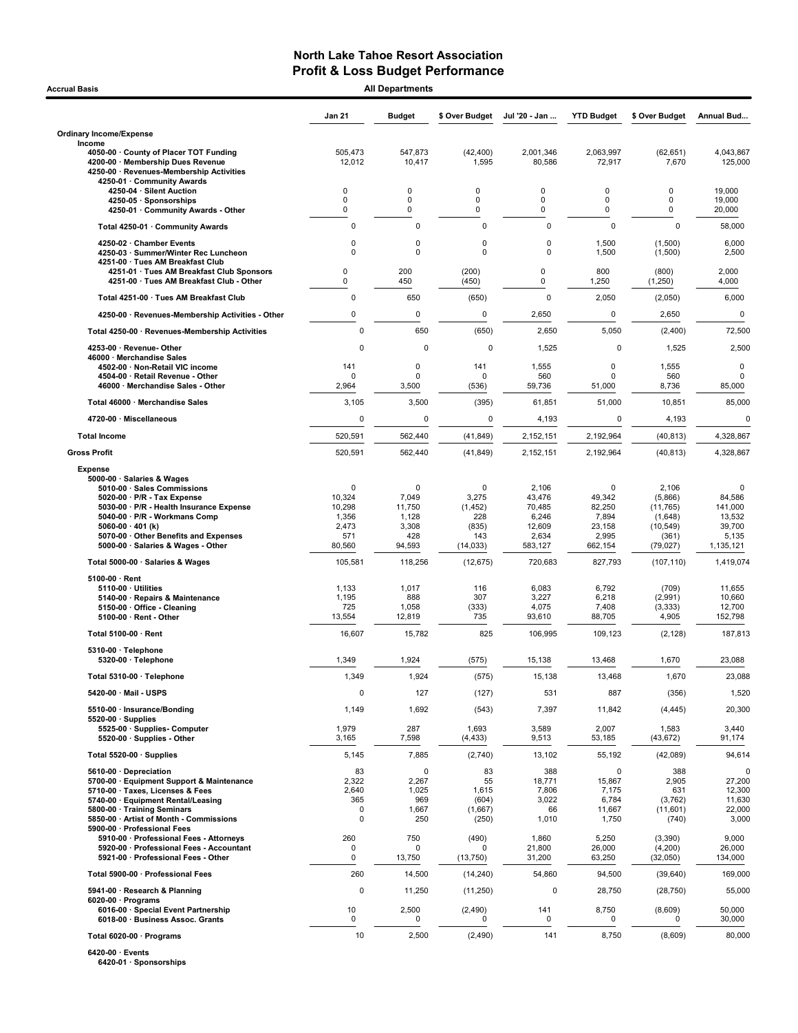# North Lake Tahoe Resort Association
## Profit & Loss Budget Performance

**Accrual Basis** — **All Departments**

| | Jan 21 | Budget | $ Over Budget | Jul '20 - Jan ... | YTD Budget | $ Over Budget | Annual Bud... |
|---|---|---|---|---|---|---|---|
| **Ordinary Income/Expense** | | | | | | | |
| **Income** | | | | | | | |
| 4050-00 · County of Placer TOT Funding | 505,473 | 547,873 | (42,400) | 2,001,346 | 2,063,997 | (62,651) | 4,043,867 |
| 4200-00 · Membership Dues Revenue | 12,012 | 10,417 | 1,595 | 80,586 | 72,917 | 7,670 | 125,000 |
| 4250-00 · Revenues-Membership Activities | | | | | | | |
| 4250-01 · Community Awards | | | | | | | |
| 4250-04 · Silent Auction | 0 | 0 | 0 | 0 | 0 | 0 | 19,000 |
| 4250-05 · Sponsorships | 0 | 0 | 0 | 0 | 0 | 0 | 19,000 |
| 4250-01 · Community Awards - Other | 0 | 0 | 0 | 0 | 0 | 0 | 20,000 |
| Total 4250-01 · Community Awards | 0 | 0 | 0 | 0 | 0 | 0 | 58,000 |
| 4250-02 · Chamber Events | 0 | 0 | 0 | 0 | 1,500 | (1,500) | 6,000 |
| 4250-03 · Summer/Winter Rec Luncheon | 0 | 0 | 0 | 0 | 1,500 | (1,500) | 2,500 |
| 4251-00 · Tues AM Breakfast Club | | | | | | | |
| 4251-01 · Tues AM Breakfast Club Sponsors | 0 | 200 | (200) | 0 | 800 | (800) | 2,000 |
| 4251-00 · Tues AM Breakfast Club - Other | 0 | 450 | (450) | 0 | 1,250 | (1,250) | 4,000 |
| Total 4251-00 · Tues AM Breakfast Club | 0 | 650 | (650) | 0 | 2,050 | (2,050) | 6,000 |
| 4250-00 · Revenues-Membership Activities - Other | 0 | 0 | 0 | 2,650 | 0 | 2,650 | 0 |
| Total 4250-00 · Revenues-Membership Activities | 0 | 650 | (650) | 2,650 | 5,050 | (2,400) | 72,500 |
| 4253-00 · Revenue- Other | 0 | 0 | 0 | 1,525 | 0 | 1,525 | 2,500 |
| 46000 · Merchandise Sales | | | | | | | |
| 4502-00 · Non-Retail VIC income | 141 | 0 | 141 | 1,555 | 0 | 1,555 | 0 |
| 4504-00 · Retail Revenue - Other | 0 | 0 | 0 | 560 | 0 | 560 | 0 |
| 46000 · Merchandise Sales - Other | 2,964 | 3,500 | (536) | 59,736 | 51,000 | 8,736 | 85,000 |
| Total 46000 · Merchandise Sales | 3,105 | 3,500 | (395) | 61,851 | 51,000 | 10,851 | 85,000 |
| 4720-00 · Miscellaneous | 0 | 0 | 0 | 4,193 | 0 | 4,193 | 0 |
| **Total Income** | 520,591 | 562,440 | (41,849) | 2,152,151 | 2,192,964 | (40,813) | 4,328,867 |
| **Gross Profit** | 520,591 | 562,440 | (41,849) | 2,152,151 | 2,192,964 | (40,813) | 4,328,867 |
| **Expense** | | | | | | | |
| 5000-00 · Salaries & Wages | | | | | | | |
| 5010-00 · Sales Commissions | 0 | 0 | 0 | 2,106 | 0 | 2,106 | 0 |
| 5020-00 · P/R - Tax Expense | 10,324 | 7,049 | 3,275 | 43,476 | 49,342 | (5,866) | 84,586 |
| 5030-00 · P/R - Health Insurance Expense | 10,298 | 11,750 | (1,452) | 70,485 | 82,250 | (11,765) | 141,000 |
| 5040-00 · P/R - Workmans Comp | 1,356 | 1,128 | 228 | 6,246 | 7,894 | (1,648) | 13,532 |
| 5060-00 · 401 (k) | 2,473 | 3,308 | (835) | 12,609 | 23,158 | (10,549) | 39,700 |
| 5070-00 · Other Benefits and Expenses | 571 | 428 | 143 | 2,634 | 2,995 | (361) | 5,135 |
| 5000-00 · Salaries & Wages - Other | 80,560 | 94,593 | (14,033) | 583,127 | 662,154 | (79,027) | 1,135,121 |
| Total 5000-00 · Salaries & Wages | 105,581 | 118,256 | (12,675) | 720,683 | 827,793 | (107,110) | 1,419,074 |
| 5100-00 · Rent | | | | | | | |
| 5110-00 · Utilities | 1,133 | 1,017 | 116 | 6,083 | 6,792 | (709) | 11,655 |
| 5140-00 · Repairs & Maintenance | 1,195 | 888 | 307 | 3,227 | 6,218 | (2,991) | 10,660 |
| 5150-00 · Office - Cleaning | 725 | 1,058 | (333) | 4,075 | 7,408 | (3,333) | 12,700 |
| 5100-00 · Rent - Other | 13,554 | 12,819 | 735 | 93,610 | 88,705 | 4,905 | 152,798 |
| Total 5100-00 · Rent | 16,607 | 15,782 | 825 | 106,995 | 109,123 | (2,128) | 187,813 |
| 5310-00 · Telephone | | | | | | | |
| 5320-00 · Telephone | 1,349 | 1,924 | (575) | 15,138 | 13,468 | 1,670 | 23,088 |
| Total 5310-00 · Telephone | 1,349 | 1,924 | (575) | 15,138 | 13,468 | 1,670 | 23,088 |
| 5420-00 · Mail - USPS | 0 | 127 | (127) | 531 | 887 | (356) | 1,520 |
| 5510-00 · Insurance/Bonding | 1,149 | 1,692 | (543) | 7,397 | 11,842 | (4,445) | 20,300 |
| 5520-00 · Supplies | | | | | | | |
| 5525-00 · Supplies- Computer | 1,979 | 287 | 1,693 | 3,589 | 2,007 | 1,583 | 3,440 |
| 5520-00 · Supplies - Other | 3,165 | 7,598 | (4,433) | 9,513 | 53,185 | (43,672) | 91,174 |
| Total 5520-00 · Supplies | 5,145 | 7,885 | (2,740) | 13,102 | 55,192 | (42,089) | 94,614 |
| 5610-00 · Depreciation | 83 | 0 | 83 | 388 | 0 | 388 | 0 |
| 5700-00 · Equipment Support & Maintenance | 2,322 | 2,267 | 55 | 18,771 | 15,867 | 2,905 | 27,200 |
| 5710-00 · Taxes, Licenses & Fees | 2,640 | 1,025 | 1,615 | 7,806 | 7,175 | 631 | 12,300 |
| 5740-00 · Equipment Rental/Leasing | 365 | 969 | (604) | 3,022 | 6,784 | (3,762) | 11,630 |
| 5800-00 · Training Seminars | 0 | 1,667 | (1,667) | 66 | 11,667 | (11,601) | 22,000 |
| 5850-00 · Artist of Month - Commissions | 0 | 250 | (250) | 1,010 | 1,750 | (740) | 3,000 |
| 5900-00 · Professional Fees | | | | | | | |
| 5910-00 · Professional Fees - Attorneys | 260 | 750 | (490) | 1,860 | 5,250 | (3,390) | 9,000 |
| 5920-00 · Professional Fees - Accountant | 0 | 0 | 0 | 21,800 | 26,000 | (4,200) | 26,000 |
| 5921-00 · Professional Fees - Other | 0 | 13,750 | (13,750) | 31,200 | 63,250 | (32,050) | 134,000 |
| Total 5900-00 · Professional Fees | 260 | 14,500 | (14,240) | 54,860 | 94,500 | (39,640) | 169,000 |
| 5941-00 · Research & Planning | 0 | 11,250 | (11,250) | 0 | 28,750 | (28,750) | 55,000 |
| 6020-00 · Programs | | | | | | | |
| 6016-00 · Special Event Partnership | 10 | 2,500 | (2,490) | 141 | 8,750 | (8,609) | 50,000 |
| 6018-00 · Business Assoc. Grants | 0 | 0 | 0 | 0 | 0 | 0 | 30,000 |
| Total 6020-00 · Programs | 10 | 2,500 | (2,490) | 141 | 8,750 | (8,609) | 80,000 |
| 6420-00 · Events | | | | | | | |
| 6420-01 · Sponsorships | | | | | | | |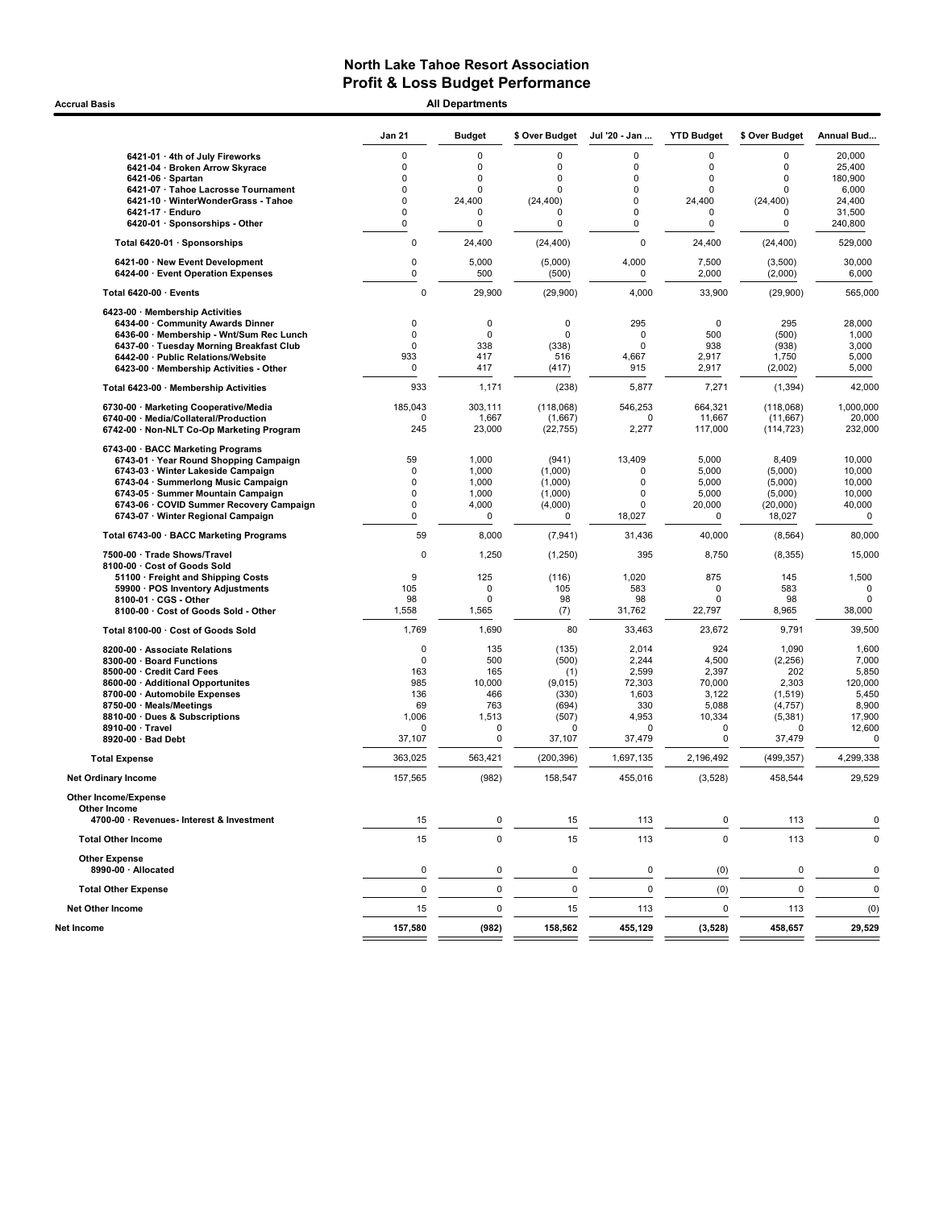# North Lake Tahoe Resort Association
## Profit & Loss Budget Performance

**Accrual Basis** — **All Departments**

| | Jan 21 | Budget | $ Over Budget | Jul '20 - Jan ... | YTD Budget | $ Over Budget | Annual Bud... |
|---|---|---|---|---|---|---|---|
| 6421-01 · 4th of July Fireworks | 0 | 0 | 0 | 0 | 0 | 0 | 20,000 |
| 6421-04 · Broken Arrow Skyrace | 0 | 0 | 0 | 0 | 0 | 0 | 25,400 |
| 6421-06 · Spartan | 0 | 0 | 0 | 0 | 0 | 0 | 180,900 |
| 6421-07 · Tahoe Lacrosse Tournament | 0 | 0 | 0 | 0 | 0 | 0 | 6,000 |
| 6421-10 · WinterWonderGrass - Tahoe | 0 | 24,400 | (24,400) | 0 | 24,400 | (24,400) | 24,400 |
| 6421-17 · Enduro | 0 | 0 | 0 | 0 | 0 | 0 | 31,500 |
| 6420-01 · Sponsorships - Other | 0 | 0 | 0 | 0 | 0 | 0 | 240,800 |
| **Total 6420-01 · Sponsorships** | 0 | 24,400 | (24,400) | 0 | 24,400 | (24,400) | 529,000 |
| 6421-00 · New Event Development | 0 | 5,000 | (5,000) | 4,000 | 7,500 | (3,500) | 30,000 |
| 6424-00 · Event Operation Expenses | 0 | 500 | (500) | 0 | 2,000 | (2,000) | 6,000 |
| **Total 6420-00 · Events** | 0 | 29,900 | (29,900) | 4,000 | 33,900 | (29,900) | 565,000 |
| 6423-00 · Membership Activities | | | | | | | |
| 6434-00 · Community Awards Dinner | 0 | 0 | 0 | 295 | 0 | 295 | 28,000 |
| 6436-00 · Membership - Wnt/Sum Rec Lunch | 0 | 0 | 0 | 0 | 500 | (500) | 1,000 |
| 6437-00 · Tuesday Morning Breakfast Club | 0 | 338 | (338) | 0 | 938 | (938) | 3,000 |
| 6442-00 · Public Relations/Website | 933 | 417 | 516 | 4,667 | 2,917 | 1,750 | 5,000 |
| 6423-00 · Membership Activities - Other | 0 | 417 | (417) | 915 | 2,917 | (2,002) | 5,000 |
| **Total 6423-00 · Membership Activities** | 933 | 1,171 | (238) | 5,877 | 7,271 | (1,394) | 42,000 |
| 6730-00 · Marketing Cooperative/Media | 185,043 | 303,111 | (118,068) | 546,253 | 664,321 | (118,068) | 1,000,000 |
| 6740-00 · Media/Collateral/Production | 0 | 1,667 | (1,667) | 0 | 11,667 | (11,667) | 20,000 |
| 6742-00 · Non-NLT Co-Op Marketing Program | 245 | 23,000 | (22,755) | 2,277 | 117,000 | (114,723) | 232,000 |
| 6743-00 · BACC Marketing Programs | | | | | | | |
| 6743-01 · Year Round Shopping Campaign | 59 | 1,000 | (941) | 13,409 | 5,000 | 8,409 | 10,000 |
| 6743-03 · Winter Lakeside Campaign | 0 | 1,000 | (1,000) | 0 | 5,000 | (5,000) | 10,000 |
| 6743-04 · Summerlong Music Campaign | 0 | 1,000 | (1,000) | 0 | 5,000 | (5,000) | 10,000 |
| 6743-05 · Summer Mountain Campaign | 0 | 1,000 | (1,000) | 0 | 5,000 | (5,000) | 10,000 |
| 6743-06 · COVID Summer Recovery Campaign | 0 | 4,000 | (4,000) | 0 | 20,000 | (20,000) | 40,000 |
| 6743-07 · Winter Regional Campaign | 0 | 0 | 0 | 18,027 | 0 | 18,027 | 0 |
| **Total 6743-00 · BACC Marketing Programs** | 59 | 8,000 | (7,941) | 31,436 | 40,000 | (8,564) | 80,000 |
| 7500-00 · Trade Shows/Travel | 0 | 1,250 | (1,250) | 395 | 8,750 | (8,355) | 15,000 |
| 8100-00 · Cost of Goods Sold | | | | | | | |
| 51100 · Freight and Shipping Costs | 9 | 125 | (116) | 1,020 | 875 | 145 | 1,500 |
| 59900 · POS Inventory Adjustments | 105 | 0 | 105 | 583 | 0 | 583 | 0 |
| 8100-01 · CGS - Other | 98 | 0 | 98 | 98 | 0 | 98 | 0 |
| 8100-00 · Cost of Goods Sold - Other | 1,558 | 1,565 | (7) | 31,762 | 22,797 | 8,965 | 38,000 |
| **Total 8100-00 · Cost of Goods Sold** | 1,769 | 1,690 | 80 | 33,463 | 23,672 | 9,791 | 39,500 |
| 8200-00 · Associate Relations | 0 | 135 | (135) | 2,014 | 924 | 1,090 | 1,600 |
| 8300-00 · Board Functions | 0 | 500 | (500) | 2,244 | 4,500 | (2,256) | 7,000 |
| 8500-00 · Credit Card Fees | 163 | 165 | (1) | 2,599 | 2,397 | 202 | 5,850 |
| 8600-00 · Additional Opportunites | 985 | 10,000 | (9,015) | 72,303 | 70,000 | 2,303 | 120,000 |
| 8700-00 · Automobile Expenses | 136 | 466 | (330) | 1,603 | 3,122 | (1,519) | 5,450 |
| 8750-00 · Meals/Meetings | 69 | 763 | (694) | 330 | 5,088 | (4,757) | 8,900 |
| 8810-00 · Dues & Subscriptions | 1,006 | 1,513 | (507) | 4,953 | 10,334 | (5,381) | 17,900 |
| 8910-00 · Travel | 0 | 0 | 0 | 0 | 0 | 0 | 12,600 |
| 8920-00 · Bad Debt | 37,107 | 0 | 37,107 | 37,479 | 0 | 37,479 | 0 |
| **Total Expense** | 363,025 | 563,421 | (200,396) | 1,697,135 | 2,196,492 | (499,357) | 4,299,338 |
| **Net Ordinary Income** | 157,565 | (982) | 158,547 | 455,016 | (3,528) | 458,544 | 29,529 |
| **Other Income/Expense** | | | | | | | |
| **Other Income** | | | | | | | |
| 4700-00 · Revenues- Interest & Investment | 15 | 0 | 15 | 113 | 0 | 113 | 0 |
| **Total Other Income** | 15 | 0 | 15 | 113 | 0 | 113 | 0 |
| **Other Expense** | | | | | | | |
| 8990-00 · Allocated | 0 | 0 | 0 | 0 | (0) | 0 | 0 |
| **Total Other Expense** | 0 | 0 | 0 | 0 | (0) | 0 | 0 |
| **Net Other Income** | 15 | 0 | 15 | 113 | 0 | 113 | (0) |
| **Net Income** | **157,580** | **(982)** | **158,562** | **455,129** | **(3,528)** | **458,657** | **29,529** |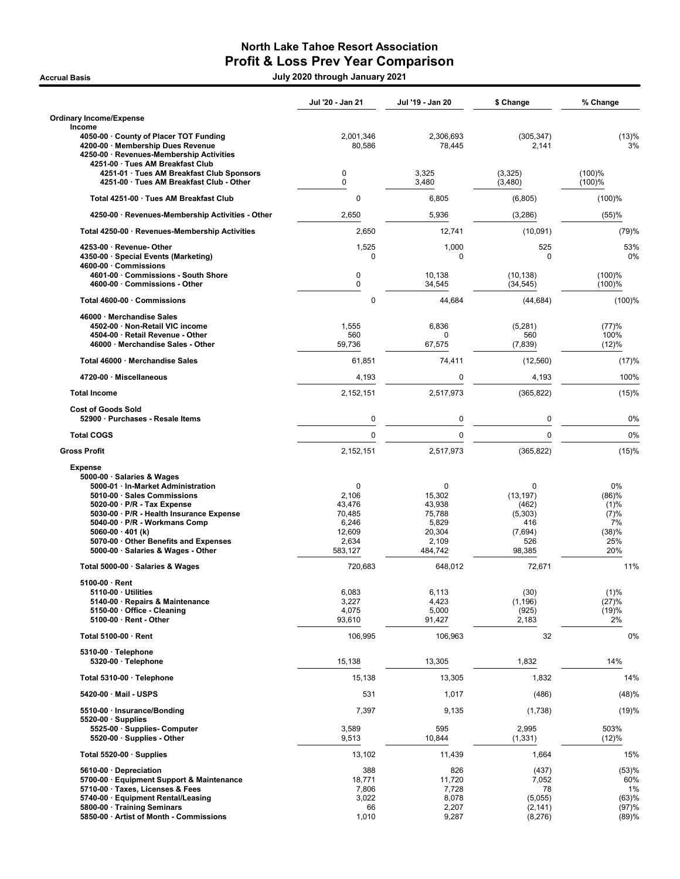# North Lake Tahoe Resort Association
## Profit & Loss Prev Year Comparison

**Accrual Basis** — **July 2020 through January 2021**

| | Jul '20 - Jan 21 | Jul '19 - Jan 20 | $ Change | % Change |
|---|---|---|---|---|
| **Ordinary Income/Expense** | | | | |
| **Income** | | | | |
| 4050-00 · County of Placer TOT Funding | 2,001,346 | 2,306,693 | (305,347) | (13)% |
| 4200-00 · Membership Dues Revenue | 80,586 | 78,445 | 2,141 | 3% |
| 4250-00 · Revenues-Membership Activities | | | | |
| 4251-00 · Tues AM Breakfast Club | | | | |
| 4251-01 · Tues AM Breakfast Club Sponsors | 0 | 3,325 | (3,325) | (100)% |
| 4251-00 · Tues AM Breakfast Club - Other | 0 | 3,480 | (3,480) | (100)% |
| Total 4251-00 · Tues AM Breakfast Club | 0 | 6,805 | (6,805) | (100)% |
| 4250-00 · Revenues-Membership Activities - Other | 2,650 | 5,936 | (3,286) | (55)% |
| Total 4250-00 · Revenues-Membership Activities | 2,650 | 12,741 | (10,091) | (79)% |
| 4253-00 · Revenue- Other | 1,525 | 1,000 | 525 | 53% |
| 4350-00 · Special Events (Marketing) | 0 | 0 | 0 | 0% |
| 4600-00 · Commissions | | | | |
| 4601-00 · Commissions - South Shore | 0 | 10,138 | (10,138) | (100)% |
| 4600-00 · Commissions - Other | 0 | 34,545 | (34,545) | (100)% |
| Total 4600-00 · Commissions | 0 | 44,684 | (44,684) | (100)% |
| 46000 · Merchandise Sales | | | | |
| 4502-00 · Non-Retail VIC income | 1,555 | 6,836 | (5,281) | (77)% |
| 4504-00 · Retail Revenue - Other | 560 | 0 | 560 | 100% |
| 46000 · Merchandise Sales - Other | 59,736 | 67,575 | (7,839) | (12)% |
| Total 46000 · Merchandise Sales | 61,851 | 74,411 | (12,560) | (17)% |
| 4720-00 · Miscellaneous | 4,193 | 0 | 4,193 | 100% |
| **Total Income** | 2,152,151 | 2,517,973 | (365,822) | (15)% |
| **Cost of Goods Sold** | | | | |
| 52900 · Purchases - Resale Items | 0 | 0 | 0 | 0% |
| **Total COGS** | 0 | 0 | 0 | 0% |
| **Gross Profit** | 2,152,151 | 2,517,973 | (365,822) | (15)% |
| **Expense** | | | | |
| 5000-00 · Salaries & Wages | | | | |
| 5000-01 · In-Market Administration | 0 | 0 | 0 | 0% |
| 5010-00 · Sales Commissions | 2,106 | 15,302 | (13,197) | (86)% |
| 5020-00 · P/R - Tax Expense | 43,476 | 43,938 | (462) | (1)% |
| 5030-00 · P/R - Health Insurance Expense | 70,485 | 75,788 | (5,303) | (7)% |
| 5040-00 · P/R - Workmans Comp | 6,246 | 5,829 | 416 | 7% |
| 5060-00 · 401 (k) | 12,609 | 20,304 | (7,694) | (38)% |
| 5070-00 · Other Benefits and Expenses | 2,634 | 2,109 | 526 | 25% |
| 5000-00 · Salaries & Wages - Other | 583,127 | 484,742 | 98,385 | 20% |
| Total 5000-00 · Salaries & Wages | 720,683 | 648,012 | 72,671 | 11% |
| 5100-00 · Rent | | | | |
| 5110-00 · Utilities | 6,083 | 6,113 | (30) | (1)% |
| 5140-00 · Repairs & Maintenance | 3,227 | 4,423 | (1,196) | (27)% |
| 5150-00 · Office - Cleaning | 4,075 | 5,000 | (925) | (19)% |
| 5100-00 · Rent - Other | 93,610 | 91,427 | 2,183 | 2% |
| Total 5100-00 · Rent | 106,995 | 106,963 | 32 | 0% |
| 5310-00 · Telephone | | | | |
| 5320-00 · Telephone | 15,138 | 13,305 | 1,832 | 14% |
| Total 5310-00 · Telephone | 15,138 | 13,305 | 1,832 | 14% |
| 5420-00 · Mail - USPS | 531 | 1,017 | (486) | (48)% |
| 5510-00 · Insurance/Bonding | 7,397 | 9,135 | (1,738) | (19)% |
| 5520-00 · Supplies | | | | |
| 5525-00 · Supplies- Computer | 3,589 | 595 | 2,995 | 503% |
| 5520-00 · Supplies - Other | 9,513 | 10,844 | (1,331) | (12)% |
| Total 5520-00 · Supplies | 13,102 | 11,439 | 1,664 | 15% |
| 5610-00 · Depreciation | 388 | 826 | (437) | (53)% |
| 5700-00 · Equipment Support & Maintenance | 18,771 | 11,720 | 7,052 | 60% |
| 5710-00 · Taxes, Licenses & Fees | 7,806 | 7,728 | 78 | 1% |
| 5740-00 · Equipment Rental/Leasing | 3,022 | 8,078 | (5,055) | (63)% |
| 5800-00 · Training Seminars | 66 | 2,207 | (2,141) | (97)% |
| 5850-00 · Artist of Month - Commissions | 1,010 | 9,287 | (8,276) | (89)% |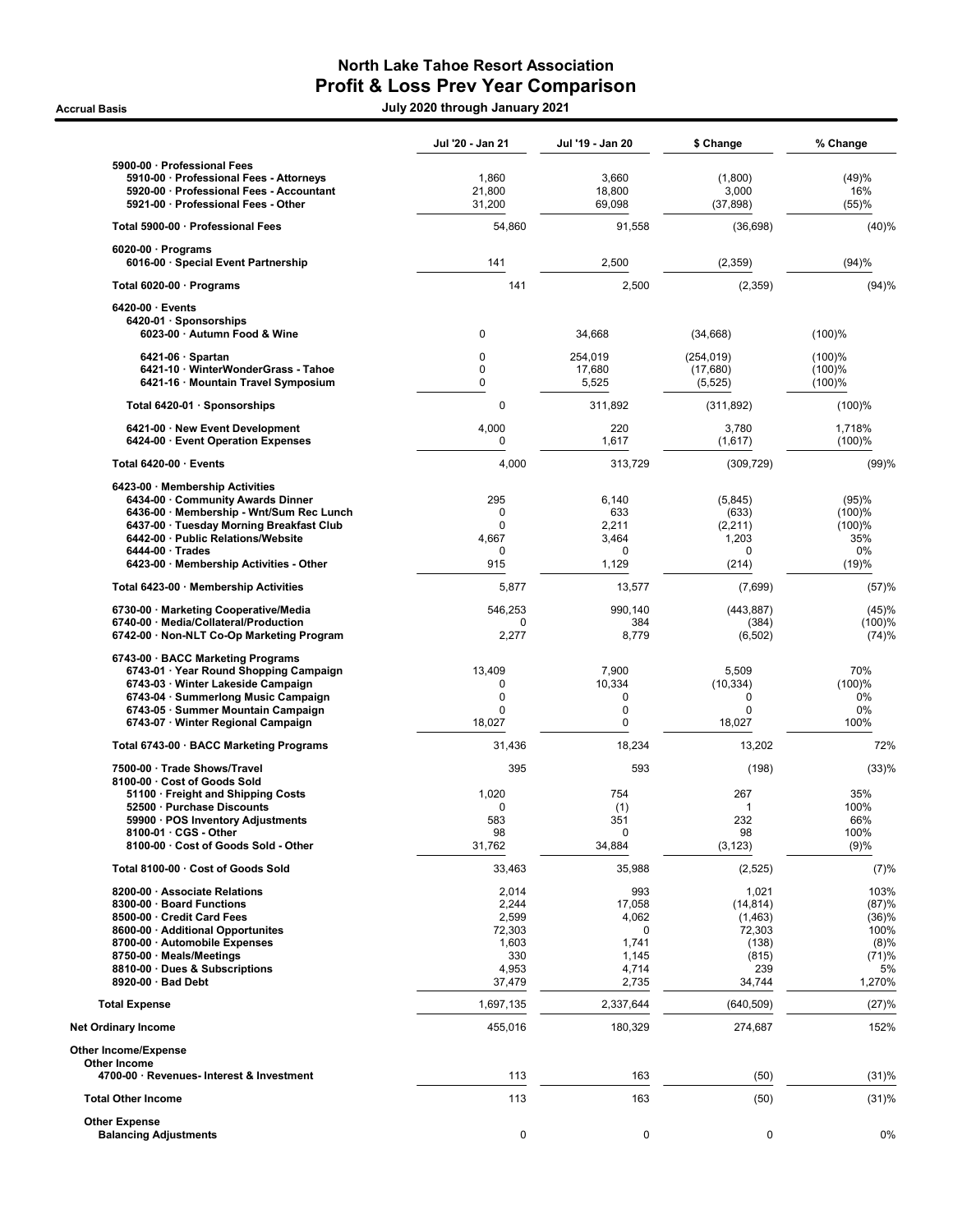# North Lake Tahoe Resort Association
## Profit & Loss Prev Year Comparison

Accrual Basis — July 2020 through January 2021

| | Jul '20 - Jan 21 | Jul '19 - Jan 20 | $ Change | % Change |
|---|---|---|---|---|
| 5900-00 · Professional Fees | | | | |
| 5910-00 · Professional Fees - Attorneys | 1,860 | 3,660 | (1,800) | (49)% |
| 5920-00 · Professional Fees - Accountant | 21,800 | 18,800 | 3,000 | 16% |
| 5921-00 · Professional Fees - Other | 31,200 | 69,098 | (37,898) | (55)% |
| Total 5900-00 · Professional Fees | 54,860 | 91,558 | (36,698) | (40)% |
| 6020-00 · Programs | | | | |
| 6016-00 · Special Event Partnership | 141 | 2,500 | (2,359) | (94)% |
| Total 6020-00 · Programs | 141 | 2,500 | (2,359) | (94)% |
| 6420-00 · Events | | | | |
| 6420-01 · Sponsorships | | | | |
| 6023-00 · Autumn Food & Wine | 0 | 34,668 | (34,668) | (100)% |
| 6421-06 · Spartan | 0 | 254,019 | (254,019) | (100)% |
| 6421-10 · WinterWonderGrass - Tahoe | 0 | 17,680 | (17,680) | (100)% |
| 6421-16 · Mountain Travel Symposium | 0 | 5,525 | (5,525) | (100)% |
| Total 6420-01 · Sponsorships | 0 | 311,892 | (311,892) | (100)% |
| 6421-00 · New Event Development | 4,000 | 220 | 3,780 | 1,718% |
| 6424-00 · Event Operation Expenses | 0 | 1,617 | (1,617) | (100)% |
| Total 6420-00 · Events | 4,000 | 313,729 | (309,729) | (99)% |
| 6423-00 · Membership Activities | | | | |
| 6434-00 · Community Awards Dinner | 295 | 6,140 | (5,845) | (95)% |
| 6436-00 · Membership - Wnt/Sum Rec Lunch | 0 | 633 | (633) | (100)% |
| 6437-00 · Tuesday Morning Breakfast Club | 0 | 2,211 | (2,211) | (100)% |
| 6442-00 · Public Relations/Website | 4,667 | 3,464 | 1,203 | 35% |
| 6444-00 · Trades | 0 | 0 | 0 | 0% |
| 6423-00 · Membership Activities - Other | 915 | 1,129 | (214) | (19)% |
| Total 6423-00 · Membership Activities | 5,877 | 13,577 | (7,699) | (57)% |
| 6730-00 · Marketing Cooperative/Media | 546,253 | 990,140 | (443,887) | (45)% |
| 6740-00 · Media/Collateral/Production | 0 | 384 | (384) | (100)% |
| 6742-00 · Non-NLT Co-Op Marketing Program | 2,277 | 8,779 | (6,502) | (74)% |
| 6743-00 · BACC Marketing Programs | | | | |
| 6743-01 · Year Round Shopping Campaign | 13,409 | 7,900 | 5,509 | 70% |
| 6743-03 · Winter Lakeside Campaign | 0 | 10,334 | (10,334) | (100)% |
| 6743-04 · Summerlong Music Campaign | 0 | 0 | 0 | 0% |
| 6743-05 · Summer Mountain Campaign | 0 | 0 | 0 | 0% |
| 6743-07 · Winter Regional Campaign | 18,027 | 0 | 18,027 | 100% |
| Total 6743-00 · BACC Marketing Programs | 31,436 | 18,234 | 13,202 | 72% |
| 7500-00 · Trade Shows/Travel | 395 | 593 | (198) | (33)% |
| 8100-00 · Cost of Goods Sold | | | | |
| 51100 · Freight and Shipping Costs | 1,020 | 754 | 267 | 35% |
| 52500 · Purchase Discounts | 0 | (1) | 1 | 100% |
| 59900 · POS Inventory Adjustments | 583 | 351 | 232 | 66% |
| 8100-01 · CGS - Other | 98 | 0 | 98 | 100% |
| 8100-00 · Cost of Goods Sold - Other | 31,762 | 34,884 | (3,123) | (9)% |
| Total 8100-00 · Cost of Goods Sold | 33,463 | 35,988 | (2,525) | (7)% |
| 8200-00 · Associate Relations | 2,014 | 993 | 1,021 | 103% |
| 8300-00 · Board Functions | 2,244 | 17,058 | (14,814) | (87)% |
| 8500-00 · Credit Card Fees | 2,599 | 4,062 | (1,463) | (36)% |
| 8600-00 · Additional Opportunites | 72,303 | 0 | 72,303 | 100% |
| 8700-00 · Automobile Expenses | 1,603 | 1,741 | (138) | (8)% |
| 8750-00 · Meals/Meetings | 330 | 1,145 | (815) | (71)% |
| 8810-00 · Dues & Subscriptions | 4,953 | 4,714 | 239 | 5% |
| 8920-00 · Bad Debt | 37,479 | 2,735 | 34,744 | 1,270% |
| Total Expense | 1,697,135 | 2,337,644 | (640,509) | (27)% |
| Net Ordinary Income | 455,016 | 180,329 | 274,687 | 152% |
| Other Income/Expense | | | | |
| Other Income | | | | |
| 4700-00 · Revenues- Interest & Investment | 113 | 163 | (50) | (31)% |
| Total Other Income | 113 | 163 | (50) | (31)% |
| Other Expense | | | | |
| Balancing Adjustments | 0 | 0 | 0 | 0% |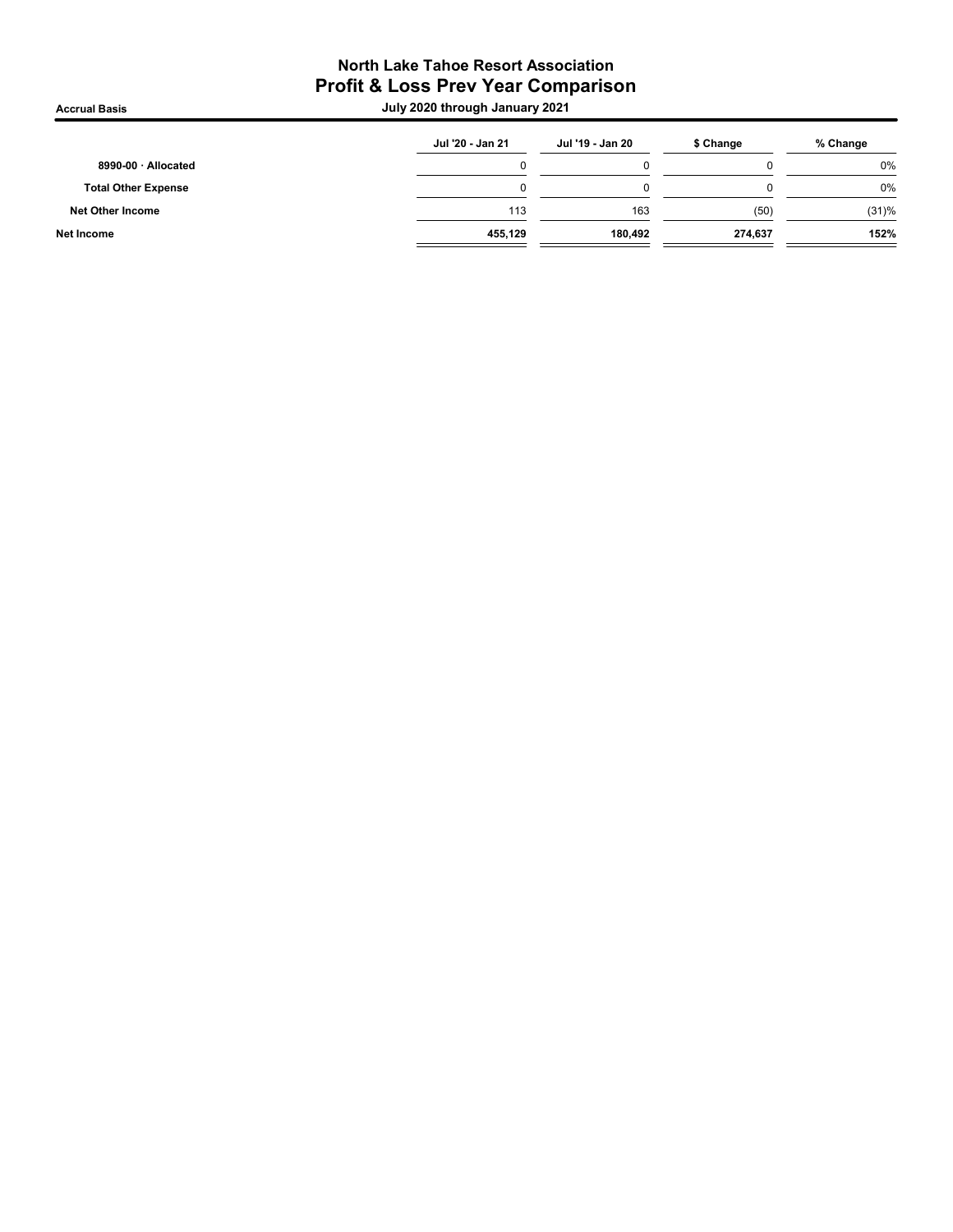# North Lake Tahoe Resort Association
## Profit & Loss Prev Year Comparison

**Accrual Basis** — **July 2020 through January 2021**

| | Jul '20 - Jan 21 | Jul '19 - Jan 20 | $ Change | % Change |
|---|---|---|---|---|
| **8990-00 · Allocated** | 0 | 0 | 0 | 0% |
| **Total Other Expense** | 0 | 0 | 0 | 0% |
| **Net Other Income** | 113 | 163 | (50) | (31)% |
| **Net Income** | **455,129** | **180,492** | **274,637** | **152%** |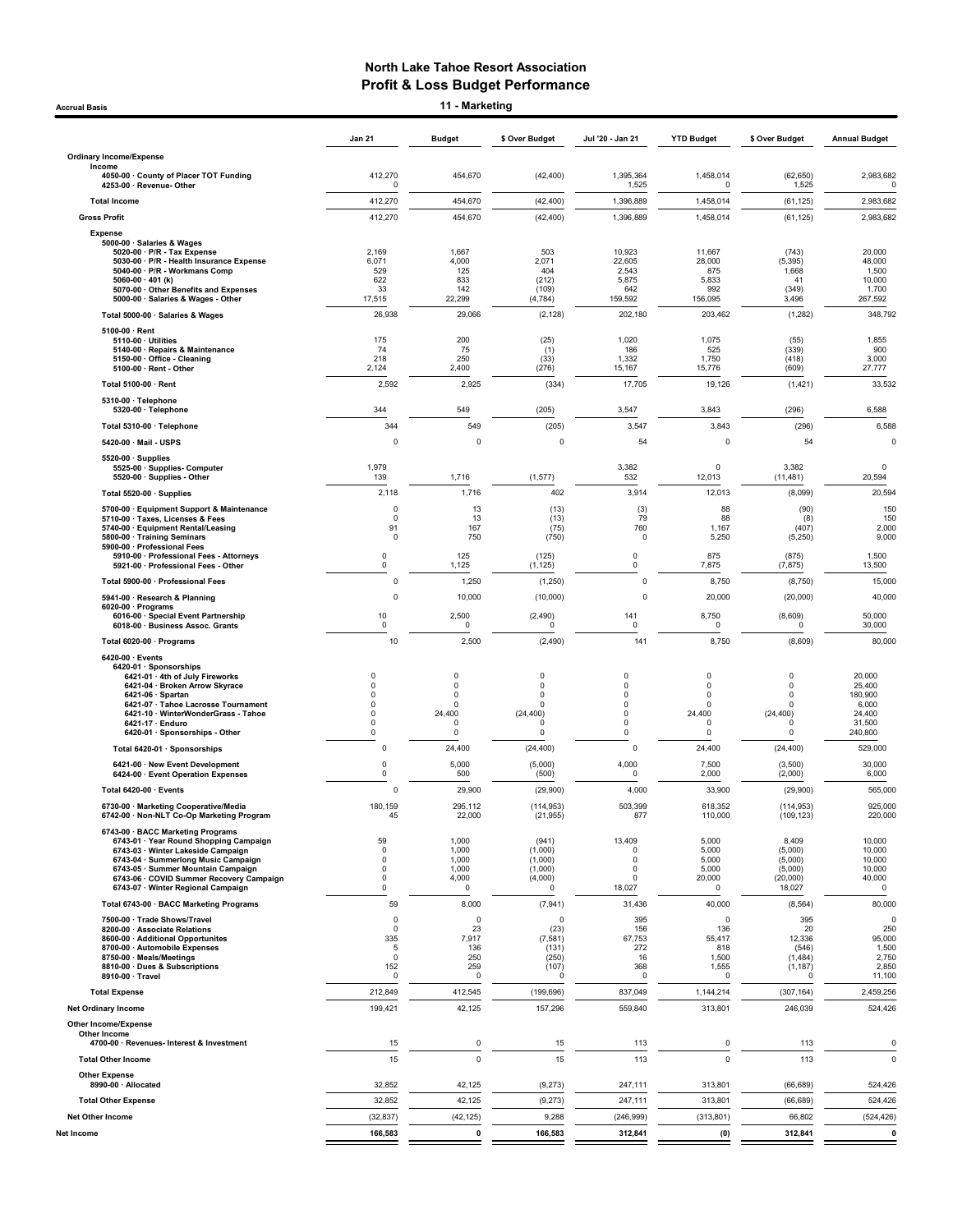# North Lake Tahoe Resort Association
## Profit & Loss Budget Performance
### 11 - Marketing

Accrual Basis

| | Jan 21 | Budget | $ Over Budget | Jul '20 - Jan 21 | YTD Budget | $ Over Budget | Annual Budget |
|---|---|---|---|---|---|---|---|
| **Ordinary Income/Expense** | | | | | | | |
| Income | | | | | | | |
| 4050-00 · County of Placer TOT Funding | 412,270 | 454,670 | (42,400) | 1,395,364 | 1,458,014 | (62,650) | 2,983,682 |
| 4253-00 · Revenue- Other | 0 | | | 1,525 | 0 | 1,525 | 0 |
| **Total Income** | 412,270 | 454,670 | (42,400) | 1,396,889 | 1,458,014 | (61,125) | 2,983,682 |
| **Gross Profit** | 412,270 | 454,670 | (42,400) | 1,396,889 | 1,458,014 | (61,125) | 2,983,682 |
| Expense | | | | | | | |
| 5000-00 · Salaries & Wages | | | | | | | |
| 5020-00 · P/R - Tax Expense | 2,169 | 1,667 | 503 | 10,923 | 11,667 | (743) | 20,000 |
| 5030-00 · P/R - Health Insurance Expense | 6,071 | 4,000 | 2,071 | 22,605 | 28,000 | (5,395) | 48,000 |
| 5040-00 · P/R - Workmans Comp | 529 | 125 | 404 | 2,543 | 875 | 1,668 | 1,500 |
| 5060-00 · 401 (k) | 622 | 833 | (212) | 5,875 | 5,833 | 41 | 10,000 |
| 5070-00 · Other Benefits and Expenses | 33 | 142 | (109) | 642 | 992 | (349) | 1,700 |
| 5000-00 · Salaries & Wages - Other | 17,515 | 22,299 | (4,784) | 159,592 | 156,095 | 3,496 | 267,592 |
| Total 5000-00 · Salaries & Wages | 26,938 | 29,066 | (2,128) | 202,180 | 203,462 | (1,282) | 348,792 |
| 5100-00 · Rent | | | | | | | |
| 5110-00 · Utilities | 175 | 200 | (25) | 1,020 | 1,075 | (55) | 1,855 |
| 5140-00 · Repairs & Maintenance | 74 | 75 | (1) | 186 | 525 | (339) | 900 |
| 5150-00 · Office - Cleaning | 218 | 250 | (33) | 1,332 | 1,750 | (418) | 3,000 |
| 5100-00 · Rent - Other | 2,124 | 2,400 | (276) | 15,167 | 15,776 | (609) | 27,777 |
| Total 5100-00 · Rent | 2,592 | 2,925 | (334) | 17,705 | 19,126 | (1,421) | 33,532 |
| 5310-00 · Telephone | | | | | | | |
| 5320-00 · Telephone | 344 | 549 | (205) | 3,547 | 3,843 | (296) | 6,588 |
| Total 5310-00 · Telephone | 344 | 549 | (205) | 3,547 | 3,843 | (296) | 6,588 |
| 5420-00 · Mail - USPS | 0 | 0 | 0 | 54 | 0 | 54 | 0 |
| 5520-00 · Supplies | | | | | | | |
| 5525-00 · Supplies- Computer | 1,979 | | | 3,382 | 0 | 3,382 | 0 |
| 5520-00 · Supplies - Other | 139 | 1,716 | (1,577) | 532 | 12,013 | (11,481) | 20,594 |
| Total 5520-00 · Supplies | 2,118 | 1,716 | 402 | 3,914 | 12,013 | (8,099) | 20,594 |
| 5700-00 · Equipment Support & Maintenance | 0 | 13 | (13) | (3) | 88 | (90) | 150 |
| 5710-00 · Taxes, Licenses & Fees | 0 | 13 | (13) | 79 | 88 | (8) | 150 |
| 5740-00 · Equipment Rental/Leasing | 91 | 167 | (75) | 760 | 1,167 | (407) | 2,000 |
| 5800-00 · Training Seminars | 0 | 750 | (750) | 0 | 5,250 | (5,250) | 9,000 |
| 5900-00 · Professional Fees | | | | | | | |
| 5910-00 · Professional Fees - Attorneys | 0 | 125 | (125) | 0 | 875 | (875) | 1,500 |
| 5921-00 · Professional Fees - Other | 0 | 1,125 | (1,125) | 0 | 7,875 | (7,875) | 13,500 |
| Total 5900-00 · Professional Fees | 0 | 1,250 | (1,250) | 0 | 8,750 | (8,750) | 15,000 |
| 5941-00 · Research & Planning | 0 | 10,000 | (10,000) | 0 | 20,000 | (20,000) | 40,000 |
| 6020-00 · Programs | | | | | | | |
| 6016-00 · Special Event Partnership | 10 | 2,500 | (2,490) | 141 | 8,750 | (8,609) | 50,000 |
| 6018-00 · Business Assoc. Grants | 0 | 0 | 0 | 0 | 0 | 0 | 30,000 |
| Total 6020-00 · Programs | 10 | 2,500 | (2,490) | 141 | 8,750 | (8,609) | 80,000 |
| 6420-00 · Events | | | | | | | |
| 6420-01 · Sponsorships | | | | | | | |
| 6421-01 · 4th of July Fireworks | 0 | 0 | 0 | 0 | 0 | 0 | 20,000 |
| 6421-04 · Broken Arrow Skyrace | 0 | 0 | 0 | 0 | 0 | 0 | 25,400 |
| 6421-06 · Spartan | 0 | 0 | 0 | 0 | 0 | 0 | 180,900 |
| 6421-07 · Tahoe Lacrosse Tournament | 0 | 0 | 0 | 0 | 0 | 0 | 6,000 |
| 6421-10 · WinterWonderGrass - Tahoe | 0 | 24,400 | (24,400) | 0 | 24,400 | (24,400) | 24,400 |
| 6421-17 · Enduro | 0 | 0 | 0 | 0 | 0 | 0 | 31,500 |
| 6420-01 · Sponsorships - Other | 0 | 0 | 0 | 0 | 0 | 0 | 240,800 |
| Total 6420-01 · Sponsorships | 0 | 24,400 | (24,400) | 0 | 24,400 | (24,400) | 529,000 |
| 6421-00 · New Event Development | 0 | 5,000 | (5,000) | 4,000 | 7,500 | (3,500) | 30,000 |
| 6424-00 · Event Operation Expenses | 0 | 500 | (500) | 0 | 2,000 | (2,000) | 6,000 |
| Total 6420-00 · Events | 0 | 29,900 | (29,900) | 4,000 | 33,900 | (29,900) | 565,000 |
| 6730-00 · Marketing Cooperative/Media | 180,159 | 295,112 | (114,953) | 503,399 | 618,352 | (114,953) | 925,000 |
| 6742-00 · Non-NLT Co-Op Marketing Program | 45 | 22,000 | (21,955) | 877 | 110,000 | (109,123) | 220,000 |
| 6743-00 · BACC Marketing Programs | | | | | | | |
| 6743-01 · Year Round Shopping Campaign | 59 | 1,000 | (941) | 13,409 | 5,000 | 8,409 | 10,000 |
| 6743-03 · Winter Lakeside Campaign | 0 | 1,000 | (1,000) | 0 | 5,000 | (5,000) | 10,000 |
| 6743-04 · Summerlong Music Campaign | 0 | 1,000 | (1,000) | 0 | 5,000 | (5,000) | 10,000 |
| 6743-05 · Summer Mountain Campaign | 0 | 1,000 | (1,000) | 0 | 5,000 | (5,000) | 10,000 |
| 6743-06 · COVID Summer Recovery Campaign | 0 | 4,000 | (4,000) | 0 | 20,000 | (20,000) | 40,000 |
| 6743-07 · Winter Regional Campaign | 0 | 0 | 0 | 18,027 | 0 | 18,027 | 0 |
| Total 6743-00 · BACC Marketing Programs | 59 | 8,000 | (7,941) | 31,436 | 40,000 | (8,564) | 80,000 |
| 7500-00 · Trade Shows/Travel | 0 | 0 | 0 | 395 | 0 | 395 | 0 |
| 8200-00 · Associate Relations | 0 | 23 | (23) | 156 | 136 | 20 | 250 |
| 8600-00 · Additional Opportunites | 335 | 7,917 | (7,581) | 67,753 | 55,417 | 12,336 | 95,000 |
| 8700-00 · Automobile Expenses | 5 | 136 | (131) | 272 | 818 | (546) | 1,500 |
| 8750-00 · Meals/Meetings | 0 | 250 | (250) | 16 | 1,500 | (1,484) | 2,750 |
| 8810-00 · Dues & Subscriptions | 152 | 259 | (107) | 368 | 1,555 | (1,187) | 2,850 |
| 8910-00 · Travel | 0 | 0 | 0 | 0 | 0 | 0 | 11,100 |
| **Total Expense** | 212,849 | 412,545 | (199,696) | 837,049 | 1,144,214 | (307,164) | 2,459,256 |
| **Net Ordinary Income** | 199,421 | 42,125 | 157,296 | 559,840 | 313,801 | 246,039 | 524,426 |
| **Other Income/Expense** | | | | | | | |
| Other Income | | | | | | | |
| 4700-00 · Revenues- Interest & Investment | 15 | 0 | 15 | 113 | 0 | 113 | 0 |
| **Total Other Income** | 15 | 0 | 15 | 113 | 0 | 113 | 0 |
| Other Expense | | | | | | | |
| 8990-00 · Allocated | 32,852 | 42,125 | (9,273) | 247,111 | 313,801 | (66,689) | 524,426 |
| **Total Other Expense** | 32,852 | 42,125 | (9,273) | 247,111 | 313,801 | (66,689) | 524,426 |
| **Net Other Income** | (32,837) | (42,125) | 9,288 | (246,999) | (313,801) | 66,802 | (524,426) |
| **Net Income** | **166,583** | **0** | **166,583** | **312,841** | **(0)** | **312,841** | **0** |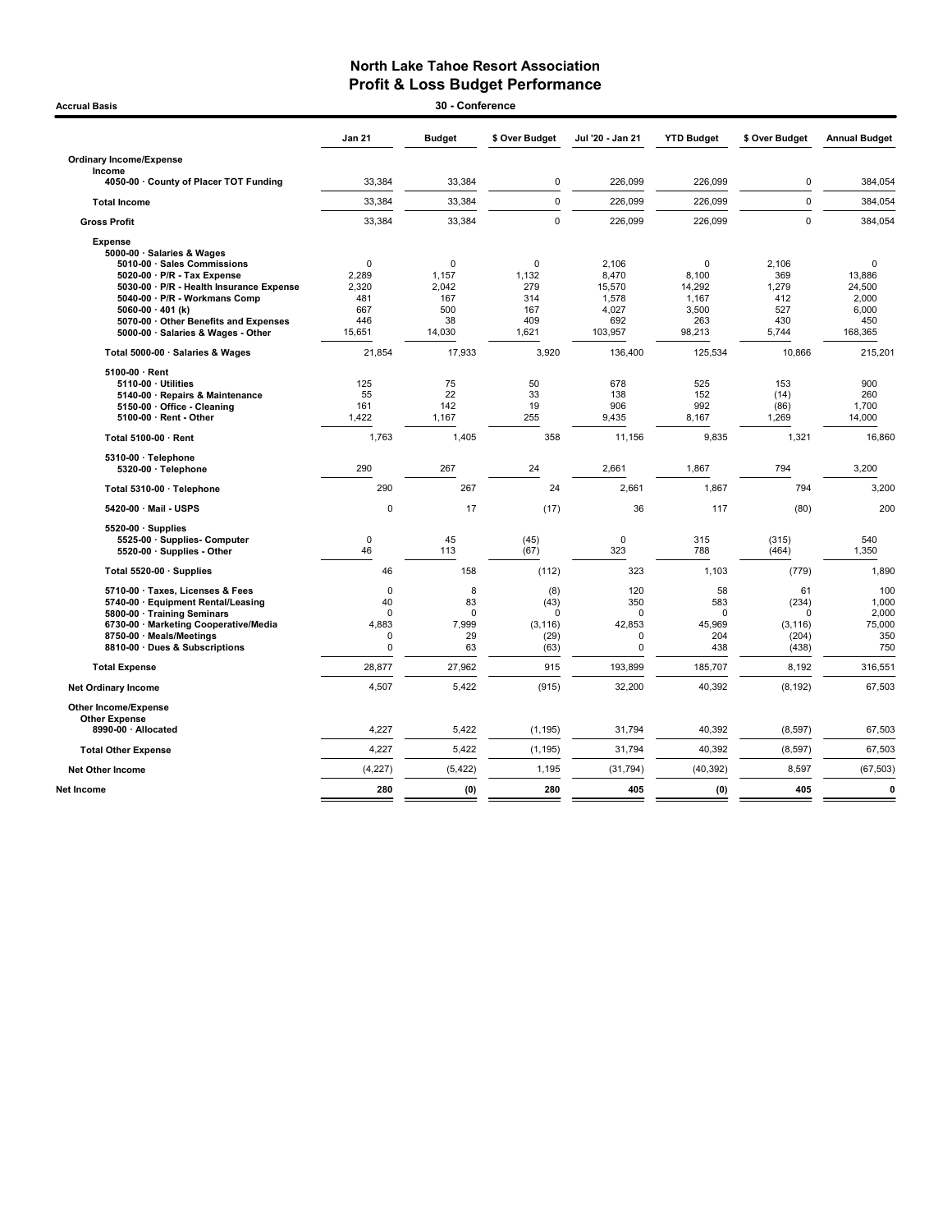# North Lake Tahoe Resort Association
## Profit & Loss Budget Performance

**Accrual Basis** — **30 - Conference**

| | Jan 21 | Budget | $ Over Budget | Jul '20 - Jan 21 | YTD Budget | $ Over Budget | Annual Budget |
|---|---|---|---|---|---|---|---|
| **Ordinary Income/Expense** | | | | | | | |
| **Income** | | | | | | | |
| 4050-00 · County of Placer TOT Funding | 33,384 | 33,384 | 0 | 226,099 | 226,099 | 0 | 384,054 |
| **Total Income** | 33,384 | 33,384 | 0 | 226,099 | 226,099 | 0 | 384,054 |
| **Gross Profit** | 33,384 | 33,384 | 0 | 226,099 | 226,099 | 0 | 384,054 |
| **Expense** | | | | | | | |
| 5000-00 · Salaries & Wages | | | | | | | |
| 5010-00 · Sales Commissions | 0 | 0 | 0 | 2,106 | 0 | 2,106 | 0 |
| 5020-00 · P/R - Tax Expense | 2,289 | 1,157 | 1,132 | 8,470 | 8,100 | 369 | 13,886 |
| 5030-00 · P/R - Health Insurance Expense | 2,320 | 2,042 | 279 | 15,570 | 14,292 | 1,279 | 24,500 |
| 5040-00 · P/R - Workmans Comp | 481 | 167 | 314 | 1,578 | 1,167 | 412 | 2,000 |
| 5060-00 · 401 (k) | 667 | 500 | 167 | 4,027 | 3,500 | 527 | 6,000 |
| 5070-00 · Other Benefits and Expenses | 446 | 38 | 409 | 692 | 263 | 430 | 450 |
| 5000-00 · Salaries & Wages - Other | 15,651 | 14,030 | 1,621 | 103,957 | 98,213 | 5,744 | 168,365 |
| **Total 5000-00 · Salaries & Wages** | 21,854 | 17,933 | 3,920 | 136,400 | 125,534 | 10,866 | 215,201 |
| 5100-00 · Rent | | | | | | | |
| 5110-00 · Utilities | 125 | 75 | 50 | 678 | 525 | 153 | 900 |
| 5140-00 · Repairs & Maintenance | 55 | 22 | 33 | 138 | 152 | (14) | 260 |
| 5150-00 · Office - Cleaning | 161 | 142 | 19 | 906 | 992 | (86) | 1,700 |
| 5100-00 · Rent - Other | 1,422 | 1,167 | 255 | 9,435 | 8,167 | 1,269 | 14,000 |
| **Total 5100-00 · Rent** | 1,763 | 1,405 | 358 | 11,156 | 9,835 | 1,321 | 16,860 |
| 5310-00 · Telephone | | | | | | | |
| 5320-00 · Telephone | 290 | 267 | 24 | 2,661 | 1,867 | 794 | 3,200 |
| **Total 5310-00 · Telephone** | 290 | 267 | 24 | 2,661 | 1,867 | 794 | 3,200 |
| 5420-00 · Mail - USPS | 0 | 17 | (17) | 36 | 117 | (80) | 200 |
| 5520-00 · Supplies | | | | | | | |
| 5525-00 · Supplies- Computer | 0 | 45 | (45) | 0 | 315 | (315) | 540 |
| 5520-00 · Supplies - Other | 46 | 113 | (67) | 323 | 788 | (464) | 1,350 |
| **Total 5520-00 · Supplies** | 46 | 158 | (112) | 323 | 1,103 | (779) | 1,890 |
| 5710-00 · Taxes, Licenses & Fees | 0 | 8 | (8) | 120 | 58 | 61 | 100 |
| 5740-00 · Equipment Rental/Leasing | 40 | 83 | (43) | 350 | 583 | (234) | 1,000 |
| 5800-00 · Training Seminars | 0 | 0 | 0 | 0 | 0 | 0 | 2,000 |
| 6730-00 · Marketing Cooperative/Media | 4,883 | 7,999 | (3,116) | 42,853 | 45,969 | (3,116) | 75,000 |
| 8750-00 · Meals/Meetings | 0 | 29 | (29) | 0 | 204 | (204) | 350 |
| 8810-00 · Dues & Subscriptions | 0 | 63 | (63) | 0 | 438 | (438) | 750 |
| **Total Expense** | 28,877 | 27,962 | 915 | 193,899 | 185,707 | 8,192 | 316,551 |
| **Net Ordinary Income** | 4,507 | 5,422 | (915) | 32,200 | 40,392 | (8,192) | 67,503 |
| **Other Income/Expense** | | | | | | | |
| **Other Expense** | | | | | | | |
| 8990-00 · Allocated | 4,227 | 5,422 | (1,195) | 31,794 | 40,392 | (8,597) | 67,503 |
| **Total Other Expense** | 4,227 | 5,422 | (1,195) | 31,794 | 40,392 | (8,597) | 67,503 |
| **Net Other Income** | (4,227) | (5,422) | 1,195 | (31,794) | (40,392) | 8,597 | (67,503) |
| **Net Income** | **280** | **(0)** | **280** | **405** | **(0)** | **405** | **0** |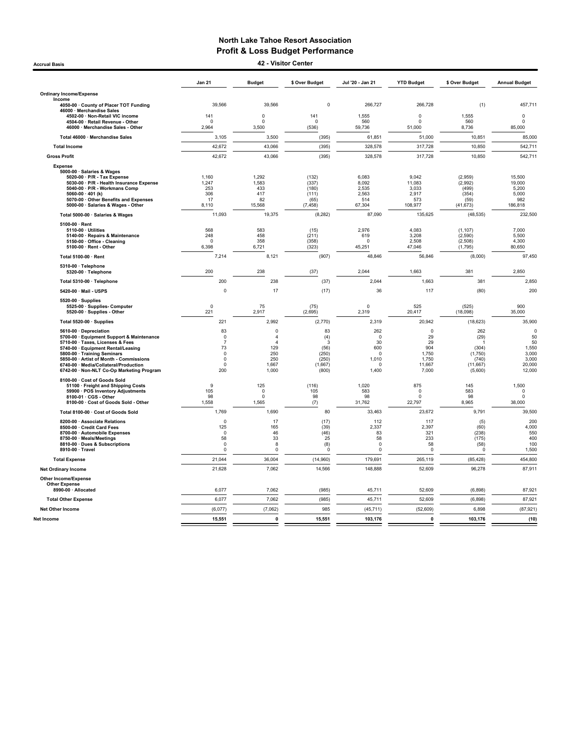# North Lake Tahoe Resort Association
## Profit & Loss Budget Performance
### 42 - Visitor Center

Accrual Basis

| | Jan 21 | Budget | $ Over Budget | Jul '20 - Jan 21 | YTD Budget | $ Over Budget | Annual Budget |
|---|---|---|---|---|---|---|---|
| **Ordinary Income/Expense** | | | | | | | |
| **Income** | | | | | | | |
| 4050-00 · County of Placer TOT Funding | 39,566 | 39,566 | 0 | 266,727 | 266,728 | (1) | 457,711 |
| 46000 · Merchandise Sales | | | | | | | |
| 4502-00 · Non-Retail VIC income | 141 | 0 | 141 | 1,555 | 0 | 1,555 | 0 |
| 4504-00 · Retail Revenue - Other | 0 | 0 | 0 | 560 | 0 | 560 | 0 |
| 46000 · Merchandise Sales - Other | 2,964 | 3,500 | (536) | 59,736 | 51,000 | 8,736 | 85,000 |
| Total 46000 · Merchandise Sales | 3,105 | 3,500 | (395) | 61,851 | 51,000 | 10,851 | 85,000 |
| **Total Income** | 42,672 | 43,066 | (395) | 328,578 | 317,728 | 10,850 | 542,711 |
| **Gross Profit** | 42,672 | 43,066 | (395) | 328,578 | 317,728 | 10,850 | 542,711 |
| **Expense** | | | | | | | |
| 5000-00 · Salaries & Wages | | | | | | | |
| 5020-00 · P/R - Tax Expense | 1,160 | 1,292 | (132) | 6,083 | 9,042 | (2,959) | 15,500 |
| 5030-00 · P/R - Health Insurance Expense | 1,247 | 1,583 | (337) | 8,092 | 11,083 | (2,992) | 19,000 |
| 5040-00 · P/R - Workmans Comp | 253 | 433 | (180) | 2,535 | 3,033 | (499) | 5,200 |
| 5060-00 · 401 (k) | 306 | 417 | (111) | 2,563 | 2,917 | (354) | 5,000 |
| 5070-00 · Other Benefits and Expenses | 17 | 82 | (65) | 514 | 573 | (59) | 982 |
| 5000-00 · Salaries & Wages - Other | 8,110 | 15,568 | (7,458) | 67,304 | 108,977 | (41,673) | 186,818 |
| Total 5000-00 · Salaries & Wages | 11,093 | 19,375 | (8,282) | 87,090 | 135,625 | (48,535) | 232,500 |
| 5100-00 · Rent | | | | | | | |
| 5110-00 · Utilities | 568 | 583 | (15) | 2,976 | 4,083 | (1,107) | 7,000 |
| 5140-00 · Repairs & Maintenance | 248 | 458 | (211) | 619 | 3,208 | (2,590) | 5,500 |
| 5150-00 · Office - Cleaning | 0 | 358 | (358) | 0 | 2,508 | (2,508) | 4,300 |
| 5100-00 · Rent - Other | 6,398 | 6,721 | (323) | 45,251 | 47,046 | (1,795) | 80,650 |
| Total 5100-00 · Rent | 7,214 | 8,121 | (907) | 48,846 | 56,846 | (8,000) | 97,450 |
| 5310-00 · Telephone | | | | | | | |
| 5320-00 · Telephone | 200 | 238 | (37) | 2,044 | 1,663 | 381 | 2,850 |
| Total 5310-00 · Telephone | 200 | 238 | (37) | 2,044 | 1,663 | 381 | 2,850 |
| 5420-00 · Mail - USPS | 0 | 17 | (17) | 36 | 117 | (80) | 200 |
| 5520-00 · Supplies | | | | | | | |
| 5525-00 · Supplies- Computer | 0 | 75 | (75) | 0 | 525 | (525) | 900 |
| 5520-00 · Supplies - Other | 221 | 2,917 | (2,695) | 2,319 | 20,417 | (18,098) | 35,000 |
| Total 5520-00 · Supplies | 221 | 2,992 | (2,770) | 2,319 | 20,942 | (18,623) | 35,900 |
| 5610-00 · Depreciation | 83 | 0 | 83 | 262 | 0 | 262 | 0 |
| 5700-00 · Equipment Support & Maintenance | 0 | 4 | (4) | 0 | 29 | (29) | 50 |
| 5710-00 · Taxes, Licenses & Fees | 7 | 4 | 3 | 30 | 29 | 1 | 50 |
| 5740-00 · Equipment Rental/Leasing | 73 | 129 | (56) | 600 | 904 | (304) | 1,550 |
| 5800-00 · Training Seminars | 0 | 250 | (250) | 0 | 1,750 | (1,750) | 3,000 |
| 5850-00 · Artist of Month - Commissions | 0 | 250 | (250) | 1,010 | 1,750 | (740) | 3,000 |
| 6740-00 · Media/Collateral/Production | 0 | 1,667 | (1,667) | 0 | 11,667 | (11,667) | 20,000 |
| 6742-00 · Non-NLT Co-Op Marketing Program | 200 | 1,000 | (800) | 1,400 | 7,000 | (5,600) | 12,000 |
| 8100-00 · Cost of Goods Sold | | | | | | | |
| 51100 · Freight and Shipping Costs | 9 | 125 | (116) | 1,020 | 875 | 145 | 1,500 |
| 59900 · POS Inventory Adjustments | 105 | 0 | 105 | 583 | 0 | 583 | 0 |
| 8100-01 · CGS - Other | 98 | 0 | 98 | 98 | 0 | 98 | 0 |
| 8100-00 · Cost of Goods Sold - Other | 1,558 | 1,565 | (7) | 31,762 | 22,797 | 8,965 | 38,000 |
| Total 8100-00 · Cost of Goods Sold | 1,769 | 1,690 | 80 | 33,463 | 23,672 | 9,791 | 39,500 |
| 8200-00 · Associate Relations | 0 | 17 | (17) | 112 | 117 | (5) | 200 |
| 8500-00 · Credit Card Fees | 125 | 165 | (39) | 2,337 | 2,397 | (60) | 4,000 |
| 8700-00 · Automobile Expenses | 0 | 46 | (46) | 83 | 321 | (238) | 550 |
| 8750-00 · Meals/Meetings | 58 | 33 | 25 | 58 | 233 | (175) | 400 |
| 8810-00 · Dues & Subscriptions | 0 | 8 | (8) | 0 | 58 | (58) | 100 |
| 8910-00 · Travel | 0 | 0 | 0 | 0 | 0 | 0 | 1,500 |
| **Total Expense** | 21,044 | 36,004 | (14,960) | 179,691 | 265,119 | (85,428) | 454,800 |
| **Net Ordinary Income** | 21,628 | 7,062 | 14,566 | 148,888 | 52,609 | 96,278 | 87,911 |
| **Other Income/Expense** | | | | | | | |
| **Other Expense** | | | | | | | |
| 8990-00 · Allocated | 6,077 | 7,062 | (985) | 45,711 | 52,609 | (6,898) | 87,921 |
| **Total Other Expense** | 6,077 | 7,062 | (985) | 45,711 | 52,609 | (6,898) | 87,921 |
| **Net Other Income** | (6,077) | (7,062) | 985 | (45,711) | (52,609) | 6,898 | (87,921) |
| **Net Income** | **15,551** | **0** | **15,551** | **103,176** | **0** | **103,176** | **(10)** |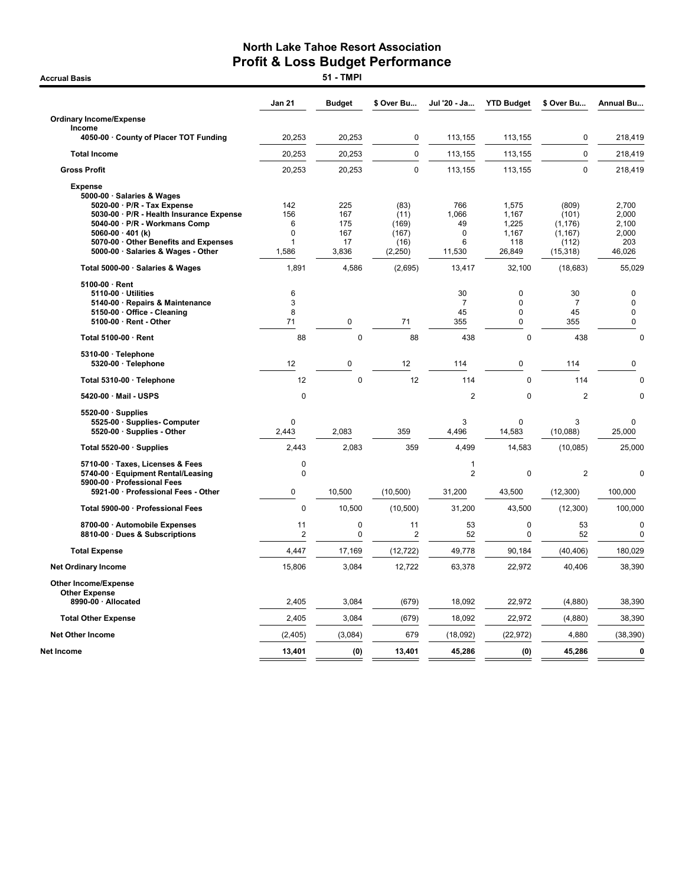# North Lake Tahoe Resort Association
## Profit & Loss Budget Performance

**Accrual Basis** — **51 - TMPI**

| | Jan 21 | Budget | $ Over Bu... | Jul '20 - Ja... | YTD Budget | $ Over Bu... | Annual Bu... |
|---|---|---|---|---|---|---|---|
| **Ordinary Income/Expense** | | | | | | | |
| **Income** | | | | | | | |
| 4050-00 · County of Placer TOT Funding | 20,253 | 20,253 | 0 | 113,155 | 113,155 | 0 | 218,419 |
| **Total Income** | 20,253 | 20,253 | 0 | 113,155 | 113,155 | 0 | 218,419 |
| **Gross Profit** | 20,253 | 20,253 | 0 | 113,155 | 113,155 | 0 | 218,419 |
| **Expense** | | | | | | | |
| 5000-00 · Salaries & Wages | | | | | | | |
| 5020-00 · P/R - Tax Expense | 142 | 225 | (83) | 766 | 1,575 | (809) | 2,700 |
| 5030-00 · P/R - Health Insurance Expense | 156 | 167 | (11) | 1,066 | 1,167 | (101) | 2,000 |
| 5040-00 · P/R - Workmans Comp | 6 | 175 | (169) | 49 | 1,225 | (1,176) | 2,100 |
| 5060-00 · 401 (k) | 0 | 167 | (167) | 0 | 1,167 | (1,167) | 2,000 |
| 5070-00 · Other Benefits and Expenses | 1 | 17 | (16) | 6 | 118 | (112) | 203 |
| 5000-00 · Salaries & Wages - Other | 1,586 | 3,836 | (2,250) | 11,530 | 26,849 | (15,318) | 46,026 |
| **Total 5000-00 · Salaries & Wages** | 1,891 | 4,586 | (2,695) | 13,417 | 32,100 | (18,683) | 55,029 |
| 5100-00 · Rent | | | | | | | |
| 5110-00 · Utilities | 6 | | | 30 | 0 | 30 | 0 |
| 5140-00 · Repairs & Maintenance | 3 | | | 7 | 0 | 7 | 0 |
| 5150-00 · Office - Cleaning | 8 | | | 45 | 0 | 45 | 0 |
| 5100-00 · Rent - Other | 71 | 0 | 71 | 355 | 0 | 355 | 0 |
| **Total 5100-00 · Rent** | 88 | 0 | 88 | 438 | 0 | 438 | 0 |
| 5310-00 · Telephone | | | | | | | |
| 5320-00 · Telephone | 12 | 0 | 12 | 114 | 0 | 114 | 0 |
| **Total 5310-00 · Telephone** | 12 | 0 | 12 | 114 | 0 | 114 | 0 |
| 5420-00 · Mail - USPS | 0 | | | 2 | 0 | 2 | 0 |
| 5520-00 · Supplies | | | | | | | |
| 5525-00 · Supplies- Computer | 0 | | | 3 | 0 | 3 | 0 |
| 5520-00 · Supplies - Other | 2,443 | 2,083 | 359 | 4,496 | 14,583 | (10,088) | 25,000 |
| **Total 5520-00 · Supplies** | 2,443 | 2,083 | 359 | 4,499 | 14,583 | (10,085) | 25,000 |
| 5710-00 · Taxes, Licenses & Fees | 0 | | | 1 | | | |
| 5740-00 · Equipment Rental/Leasing | 0 | | | 2 | 0 | 2 | 0 |
| 5900-00 · Professional Fees | | | | | | | |
| 5921-00 · Professional Fees - Other | 0 | 10,500 | (10,500) | 31,200 | 43,500 | (12,300) | 100,000 |
| **Total 5900-00 · Professional Fees** | 0 | 10,500 | (10,500) | 31,200 | 43,500 | (12,300) | 100,000 |
| 8700-00 · Automobile Expenses | 11 | 0 | 11 | 53 | 0 | 53 | 0 |
| 8810-00 · Dues & Subscriptions | 2 | 0 | 2 | 52 | 0 | 52 | 0 |
| **Total Expense** | 4,447 | 17,169 | (12,722) | 49,778 | 90,184 | (40,406) | 180,029 |
| **Net Ordinary Income** | 15,806 | 3,084 | 12,722 | 63,378 | 22,972 | 40,406 | 38,390 |
| **Other Income/Expense** | | | | | | | |
| **Other Expense** | | | | | | | |
| 8990-00 · Allocated | 2,405 | 3,084 | (679) | 18,092 | 22,972 | (4,880) | 38,390 |
| **Total Other Expense** | 2,405 | 3,084 | (679) | 18,092 | 22,972 | (4,880) | 38,390 |
| **Net Other Income** | (2,405) | (3,084) | 679 | (18,092) | (22,972) | 4,880 | (38,390) |
| **Net Income** | **13,401** | **(0)** | **13,401** | **45,286** | **(0)** | **45,286** | **0** |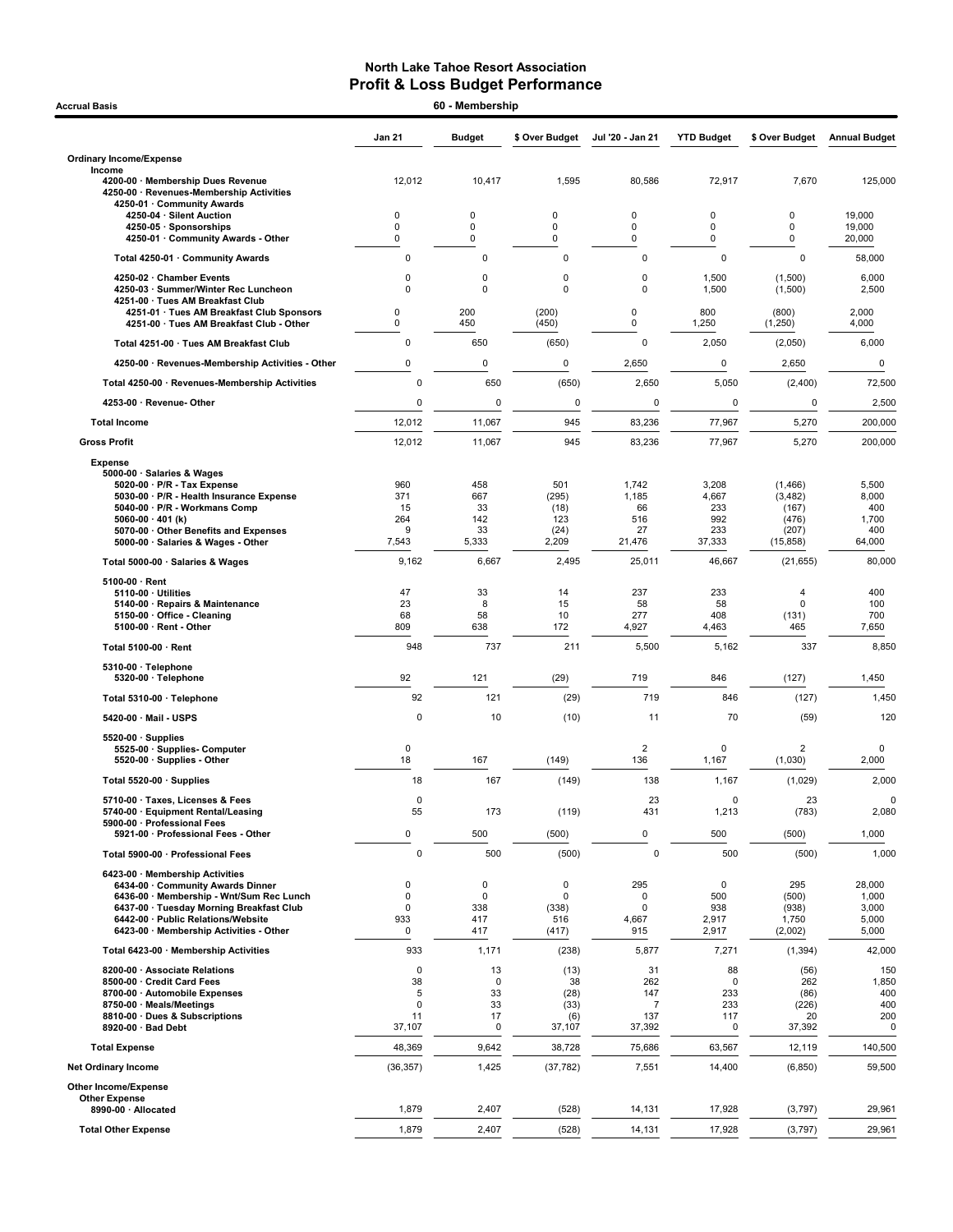# North Lake Tahoe Resort Association
## Profit & Loss Budget Performance

**Accrual Basis** — **60 - Membership**

| | Jan 21 | Budget | $ Over Budget | Jul '20 - Jan 21 | YTD Budget | $ Over Budget | Annual Budget |
|---|---|---|---|---|---|---|---|
| **Ordinary Income/Expense** | | | | | | | |
| Income | | | | | | | |
| 4200-00 · Membership Dues Revenue | 12,012 | 10,417 | 1,595 | 80,586 | 72,917 | 7,670 | 125,000 |
| 4250-00 · Revenues-Membership Activities | | | | | | | |
| 4250-01 · Community Awards | | | | | | | |
| 4250-04 · Silent Auction | 0 | 0 | 0 | 0 | 0 | 0 | 19,000 |
| 4250-05 · Sponsorships | 0 | 0 | 0 | 0 | 0 | 0 | 19,000 |
| 4250-01 · Community Awards - Other | 0 | 0 | 0 | 0 | 0 | 0 | 20,000 |
| Total 4250-01 · Community Awards | 0 | 0 | 0 | 0 | 0 | 0 | 58,000 |
| 4250-02 · Chamber Events | 0 | 0 | 0 | 0 | 1,500 | (1,500) | 6,000 |
| 4250-03 · Summer/Winter Rec Luncheon | 0 | 0 | 0 | 0 | 1,500 | (1,500) | 2,500 |
| 4251-00 · Tues AM Breakfast Club | | | | | | | |
| 4251-01 · Tues AM Breakfast Club Sponsors | 0 | 200 | (200) | 0 | 800 | (800) | 2,000 |
| 4251-00 · Tues AM Breakfast Club - Other | 0 | 450 | (450) | 0 | 1,250 | (1,250) | 4,000 |
| Total 4251-00 · Tues AM Breakfast Club | 0 | 650 | (650) | 0 | 2,050 | (2,050) | 6,000 |
| 4250-00 · Revenues-Membership Activities - Other | 0 | 0 | 0 | 2,650 | 0 | 2,650 | 0 |
| Total 4250-00 · Revenues-Membership Activities | 0 | 650 | (650) | 2,650 | 5,050 | (2,400) | 72,500 |
| 4253-00 · Revenue- Other | 0 | 0 | 0 | 0 | 0 | 0 | 2,500 |
| **Total Income** | 12,012 | 11,067 | 945 | 83,236 | 77,967 | 5,270 | 200,000 |
| **Gross Profit** | 12,012 | 11,067 | 945 | 83,236 | 77,967 | 5,270 | 200,000 |
| Expense | | | | | | | |
| 5000-00 · Salaries & Wages | | | | | | | |
| 5020-00 · P/R - Tax Expense | 960 | 458 | 501 | 1,742 | 3,208 | (1,466) | 5,500 |
| 5030-00 · P/R - Health Insurance Expense | 371 | 667 | (295) | 1,185 | 4,667 | (3,482) | 8,000 |
| 5040-00 · P/R - Workmans Comp | 15 | 33 | (18) | 66 | 233 | (167) | 400 |
| 5060-00 · 401 (k) | 264 | 142 | 123 | 516 | 992 | (476) | 1,700 |
| 5070-00 · Other Benefits and Expenses | 9 | 33 | (24) | 27 | 233 | (207) | 400 |
| 5000-00 · Salaries & Wages - Other | 7,543 | 5,333 | 2,209 | 21,476 | 37,333 | (15,858) | 64,000 |
| Total 5000-00 · Salaries & Wages | 9,162 | 6,667 | 2,495 | 25,011 | 46,667 | (21,655) | 80,000 |
| 5100-00 · Rent | | | | | | | |
| 5110-00 · Utilities | 47 | 33 | 14 | 237 | 233 | 4 | 400 |
| 5140-00 · Repairs & Maintenance | 23 | 8 | 15 | 58 | 58 | 0 | 100 |
| 5150-00 · Office - Cleaning | 68 | 58 | 10 | 277 | 408 | (131) | 700 |
| 5100-00 · Rent - Other | 809 | 638 | 172 | 4,927 | 4,463 | 465 | 7,650 |
| Total 5100-00 · Rent | 948 | 737 | 211 | 5,500 | 5,162 | 337 | 8,850 |
| 5310-00 · Telephone | | | | | | | |
| 5320-00 · Telephone | 92 | 121 | (29) | 719 | 846 | (127) | 1,450 |
| Total 5310-00 · Telephone | 92 | 121 | (29) | 719 | 846 | (127) | 1,450 |
| 5420-00 · Mail - USPS | 0 | 10 | (10) | 11 | 70 | (59) | 120 |
| 5520-00 · Supplies | | | | | | | |
| 5525-00 · Supplies- Computer | 0 | | | 2 | 0 | 2 | 0 |
| 5520-00 · Supplies - Other | 18 | 167 | (149) | 136 | 1,167 | (1,030) | 2,000 |
| Total 5520-00 · Supplies | 18 | 167 | (149) | 138 | 1,167 | (1,029) | 2,000 |
| 5710-00 · Taxes, Licenses & Fees | 0 | | | 23 | 0 | 23 | 0 |
| 5740-00 · Equipment Rental/Leasing | 55 | 173 | (119) | 431 | 1,213 | (783) | 2,080 |
| 5900-00 · Professional Fees | | | | | | | |
| 5921-00 · Professional Fees - Other | 0 | 500 | (500) | 0 | 500 | (500) | 1,000 |
| Total 5900-00 · Professional Fees | 0 | 500 | (500) | 0 | 500 | (500) | 1,000 |
| 6423-00 · Membership Activities | | | | | | | |
| 6434-00 · Community Awards Dinner | 0 | 0 | 0 | 295 | 0 | 295 | 28,000 |
| 6436-00 · Membership - Wnt/Sum Rec Lunch | 0 | 0 | 0 | 0 | 500 | (500) | 1,000 |
| 6437-00 · Tuesday Morning Breakfast Club | 0 | 338 | (338) | 0 | 938 | (938) | 3,000 |
| 6442-00 · Public Relations/Website | 933 | 417 | 516 | 4,667 | 2,917 | 1,750 | 5,000 |
| 6423-00 · Membership Activities - Other | 0 | 417 | (417) | 915 | 2,917 | (2,002) | 5,000 |
| Total 6423-00 · Membership Activities | 933 | 1,171 | (238) | 5,877 | 7,271 | (1,394) | 42,000 |
| 8200-00 · Associate Relations | 0 | 13 | (13) | 31 | 88 | (56) | 150 |
| 8500-00 · Credit Card Fees | 38 | 0 | 38 | 262 | 0 | 262 | 1,850 |
| 8700-00 · Automobile Expenses | 5 | 33 | (28) | 147 | 233 | (86) | 400 |
| 8750-00 · Meals/Meetings | 0 | 33 | (33) | 7 | 233 | (226) | 400 |
| 8810-00 · Dues & Subscriptions | 11 | 17 | (6) | 137 | 117 | 20 | 200 |
| 8920-00 · Bad Debt | 37,107 | 0 | 37,107 | 37,392 | 0 | 37,392 | 0 |
| **Total Expense** | 48,369 | 9,642 | 38,728 | 75,686 | 63,567 | 12,119 | 140,500 |
| **Net Ordinary Income** | (36,357) | 1,425 | (37,782) | 7,551 | 14,400 | (6,850) | 59,500 |
| **Other Income/Expense** | | | | | | | |
| Other Expense | | | | | | | |
| 8990-00 · Allocated | 1,879 | 2,407 | (528) | 14,131 | 17,928 | (3,797) | 29,961 |
| **Total Other Expense** | 1,879 | 2,407 | (528) | 14,131 | 17,928 | (3,797) | 29,961 |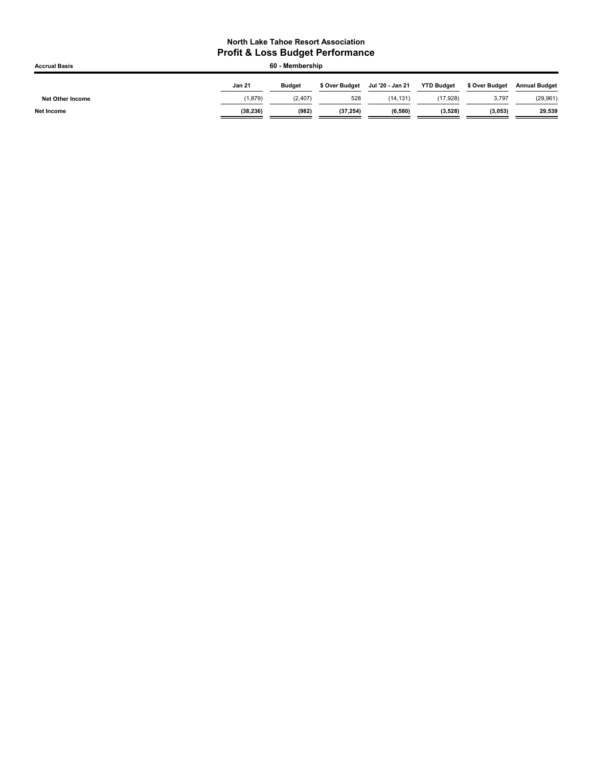**North Lake Tahoe Resort Association**
# Profit & Loss Budget Performance

**Accrual Basis** | **60 - Membership**

| | Jan 21 | Budget | $ Over Budget | Jul '20 - Jan 21 | YTD Budget | $ Over Budget | Annual Budget |
|---|---|---|---|---|---|---|---|
| **Net Other Income** | (1,879) | (2,407) | 528 | (14,131) | (17,928) | 3,797 | (29,961) |
| **Net Income** | **(38,236)** | **(982)** | **(37,254)** | **(6,580)** | **(3,528)** | **(3,053)** | **29,539** |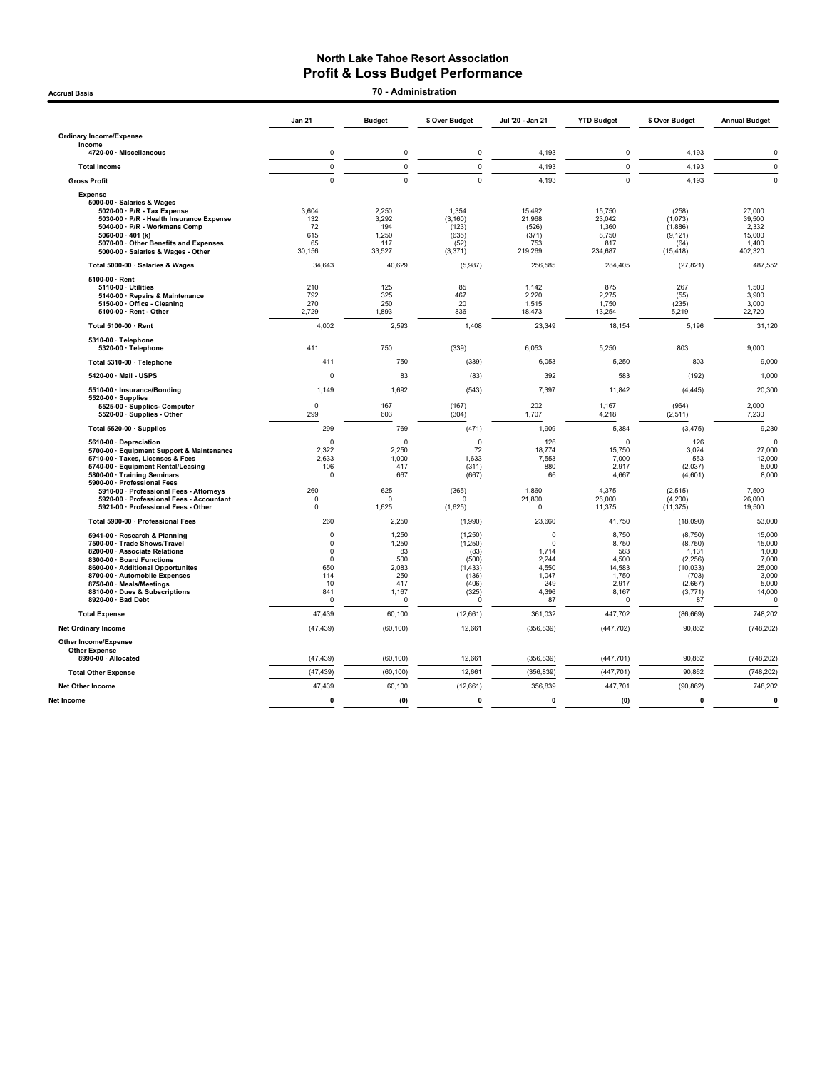# North Lake Tahoe Resort Association
## Profit & Loss Budget Performance

**Accrual Basis** — **70 - Administration**

| | Jan 21 | Budget | $ Over Budget | Jul '20 - Jan 21 | YTD Budget | $ Over Budget | Annual Budget |
|---|---|---|---|---|---|---|---|
| **Ordinary Income/Expense** | | | | | | | |
| **Income** | | | | | | | |
| 4720-00 · Miscellaneous | 0 | 0 | 0 | 4,193 | 0 | 4,193 | 0 |
| **Total Income** | 0 | 0 | 0 | 4,193 | 0 | 4,193 | 0 |
| **Gross Profit** | 0 | 0 | 0 | 4,193 | 0 | 4,193 | 0 |
| **Expense** | | | | | | | |
| 5000-00 · Salaries & Wages | | | | | | | |
| 5020-00 · P/R - Tax Expense | 3,604 | 2,250 | 1,354 | 15,492 | 15,750 | (258) | 27,000 |
| 5030-00 · P/R - Health Insurance Expense | 132 | 3,292 | (3,160) | 21,968 | 23,042 | (1,073) | 39,500 |
| 5040-00 · P/R - Workmans Comp | 72 | 194 | (123) | (526) | 1,360 | (1,886) | 2,332 |
| 5060-00 · 401 (k) | 615 | 1,250 | (635) | (371) | 8,750 | (9,121) | 15,000 |
| 5070-00 · Other Benefits and Expenses | 65 | 117 | (52) | 753 | 817 | (64) | 1,400 |
| 5000-00 · Salaries & Wages - Other | 30,156 | 33,527 | (3,371) | 219,269 | 234,687 | (15,418) | 402,320 |
| **Total 5000-00 · Salaries & Wages** | 34,643 | 40,629 | (5,987) | 256,585 | 284,405 | (27,821) | 487,552 |
| 5100-00 · Rent | | | | | | | |
| 5110-00 · Utilities | 210 | 125 | 85 | 1,142 | 875 | 267 | 1,500 |
| 5140-00 · Repairs & Maintenance | 792 | 325 | 467 | 2,220 | 2,275 | (55) | 3,900 |
| 5150-00 · Office - Cleaning | 270 | 250 | 20 | 1,515 | 1,750 | (235) | 3,000 |
| 5100-00 · Rent - Other | 2,729 | 1,893 | 836 | 18,473 | 13,254 | 5,219 | 22,720 |
| **Total 5100-00 · Rent** | 4,002 | 2,593 | 1,408 | 23,349 | 18,154 | 5,196 | 31,120 |
| 5310-00 · Telephone | | | | | | | |
| 5320-00 · Telephone | 411 | 750 | (339) | 6,053 | 5,250 | 803 | 9,000 |
| **Total 5310-00 · Telephone** | 411 | 750 | (339) | 6,053 | 5,250 | 803 | 9,000 |
| 5420-00 · Mail - USPS | 0 | 83 | (83) | 392 | 583 | (192) | 1,000 |
| 5510-00 · Insurance/Bonding | 1,149 | 1,692 | (543) | 7,397 | 11,842 | (4,445) | 20,300 |
| 5520-00 · Supplies | | | | | | | |
| 5525-00 · Supplies- Computer | 0 | 167 | (167) | 202 | 1,167 | (964) | 2,000 |
| 5520-00 · Supplies - Other | 299 | 603 | (304) | 1,707 | 4,218 | (2,511) | 7,230 |
| **Total 5520-00 · Supplies** | 299 | 769 | (471) | 1,909 | 5,384 | (3,475) | 9,230 |
| 5610-00 · Depreciation | 0 | 0 | 0 | 126 | 0 | 126 | 0 |
| 5700-00 · Equipment Support & Maintenance | 2,322 | 2,250 | 72 | 18,774 | 15,750 | 3,024 | 27,000 |
| 5710-00 · Taxes, Licenses & Fees | 2,633 | 1,000 | 1,633 | 7,553 | 7,000 | 553 | 12,000 |
| 5740-00 · Equipment Rental/Leasing | 106 | 417 | (311) | 880 | 2,917 | (2,037) | 5,000 |
| 5800-00 · Training Seminars | 0 | 667 | (667) | 66 | 4,667 | (4,601) | 8,000 |
| 5900-00 · Professional Fees | | | | | | | |
| 5910-00 · Professional Fees - Attorneys | 260 | 625 | (365) | 1,860 | 4,375 | (2,515) | 7,500 |
| 5920-00 · Professional Fees - Accountant | 0 | 0 | 0 | 21,800 | 26,000 | (4,200) | 26,000 |
| 5921-00 · Professional Fees - Other | 0 | 1,625 | (1,625) | 0 | 11,375 | (11,375) | 19,500 |
| **Total 5900-00 · Professional Fees** | 260 | 2,250 | (1,990) | 23,660 | 41,750 | (18,090) | 53,000 |
| 5941-00 · Research & Planning | 0 | 1,250 | (1,250) | 0 | 8,750 | (8,750) | 15,000 |
| 7500-00 · Trade Shows/Travel | 0 | 1,250 | (1,250) | 0 | 8,750 | (8,750) | 15,000 |
| 8200-00 · Associate Relations | 0 | 83 | (83) | 1,714 | 583 | 1,131 | 1,000 |
| 8300-00 · Board Functions | 0 | 500 | (500) | 2,244 | 4,500 | (2,256) | 7,000 |
| 8600-00 · Additional Opportunites | 650 | 2,083 | (1,433) | 4,550 | 14,583 | (10,033) | 25,000 |
| 8700-00 · Automobile Expenses | 114 | 250 | (136) | 1,047 | 1,750 | (703) | 3,000 |
| 8750-00 · Meals/Meetings | 10 | 417 | (406) | 249 | 2,917 | (2,667) | 5,000 |
| 8810-00 · Dues & Subscriptions | 841 | 1,167 | (325) | 4,396 | 8,167 | (3,771) | 14,000 |
| 8920-00 · Bad Debt | 0 | 0 | 0 | 87 | 0 | 87 | 0 |
| **Total Expense** | 47,439 | 60,100 | (12,661) | 361,032 | 447,702 | (86,669) | 748,202 |
| **Net Ordinary Income** | (47,439) | (60,100) | 12,661 | (356,839) | (447,702) | 90,862 | (748,202) |
| **Other Income/Expense** | | | | | | | |
| **Other Expense** | | | | | | | |
| 8990-00 · Allocated | (47,439) | (60,100) | 12,661 | (356,839) | (447,701) | 90,862 | (748,202) |
| **Total Other Expense** | (47,439) | (60,100) | 12,661 | (356,839) | (447,701) | 90,862 | (748,202) |
| **Net Other Income** | 47,439 | 60,100 | (12,661) | 356,839 | 447,701 | (90,862) | 748,202 |
| **Net Income** | **0** | **(0)** | **0** | **0** | **(0)** | **0** | **0** |